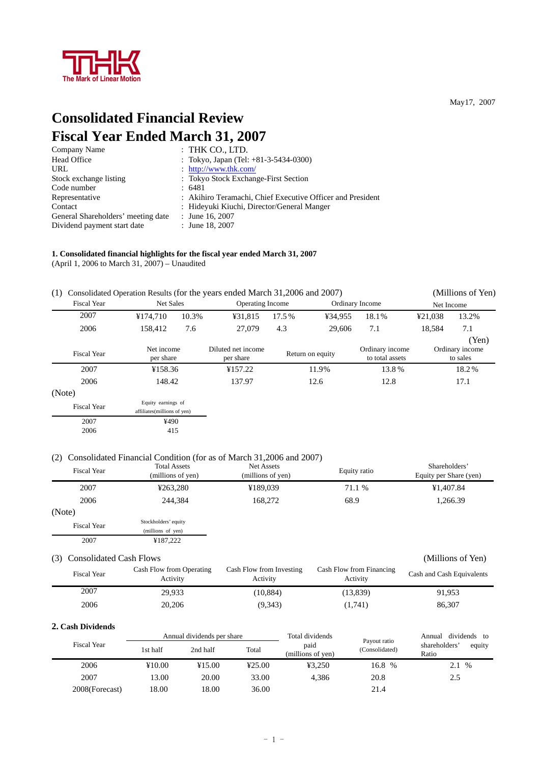THK The Mark of Linear Motion

May17, 2007

# Consolidated Financial Review
# Fiscal Year Ended March 31, 2007

| | |
|---|---|
| Company Name | : THK CO., LTD. |
| Head Office | : Tokyo, Japan (Tel: +81-3-5434-0300) |
| URL | : http://www.thk.com/ |
| Stock exchange listing | : Tokyo Stock Exchange-First Section |
| Code number | : 6481 |
| Representative | : Akihiro Teramachi, Chief Executive Officer and President |
| Contact | : Hideyuki Kiuchi, Director/General Manger |
| General Shareholders' meeting date | : June 16, 2007 |
| Dividend payment start date | : June 18, 2007 |

**1. Consolidated financial highlights for the fiscal year ended March 31, 2007**
(April 1, 2006 to March 31, 2007) – Unaudited

(1) Consolidated Operation Results (for the years ended March 31,2006 and 2007) (Millions of Yen)

| Fiscal Year | Net Sales | | Operating Income | | Ordinary Income | | Net Income | |
|---|---|---|---|---|---|---|---|---|
| 2007 | ¥174,710 | 10.3% | ¥31,815 | 17.5% | ¥34,955 | 18.1% | ¥21,038 | 13.2% |
| 2006 | 158,412 | 7.6 | 27,079 | 4.3 | 29,606 | 7.1 | 18,584 | 7.1 |

(Yen)

| Fiscal Year | Net income per share | Diluted net income per share | Return on equity | Ordinary income to total assets | Ordinary income to sales |
|---|---|---|---|---|---|
| 2007 | ¥158.36 | ¥157.22 | 11.9% | 13.8% | 18.2% |
| 2006 | 148.42 | 137.97 | 12.6 | 12.8 | 17.1 |

(Note)

| Fiscal Year | Equity earnings of affiliates(millions of yen) |
|---|---|
| 2007 | ¥490 |
| 2006 | 415 |

(2) Consolidated Financial Condition (for as of March 31,2006 and 2007)

| Fiscal Year | Total Assets (millions of yen) | Net Assets (millions of yen) | Equity ratio | Shareholders' Equity per Share (yen) |
|---|---|---|---|---|
| 2007 | ¥263,280 | ¥189,039 | 71.1 % | ¥1,407.84 |
| 2006 | 244,384 | 168,272 | 68.9 | 1,266.39 |

(Note)

| Fiscal Year | Stockholders' equity (millions of yen) |
|---|---|
| 2007 | ¥187,222 |

(3) Consolidated Cash Flows (Millions of Yen)

| Fiscal Year | Cash Flow from Operating Activity | Cash Flow from Investing Activity | Cash Flow from Financing Activity | Cash and Cash Equivalents |
|---|---|---|---|---|
| 2007 | 29,933 | (10,884) | (13,839) | 91,953 |
| 2006 | 20,206 | (9,343) | (1,741) | 86,307 |

**2. Cash Dividends**

| Fiscal Year | Annual dividends per share | | | Total dividends paid (millions of yen) | Payout ratio (Consolidated) | Annual dividends to shareholders' equity Ratio |
|---|---|---|---|---|---|---|
| | 1st half | 2nd half | Total | | | |
| 2006 | ¥10.00 | ¥15.00 | ¥25.00 | ¥3,250 | 16.8 % | 2.1 % |
| 2007 | 13.00 | 20.00 | 33.00 | 4,386 | 20.8 | 2.5 |
| 2008(Forecast) | 18.00 | 18.00 | 36.00 | | 21.4 | |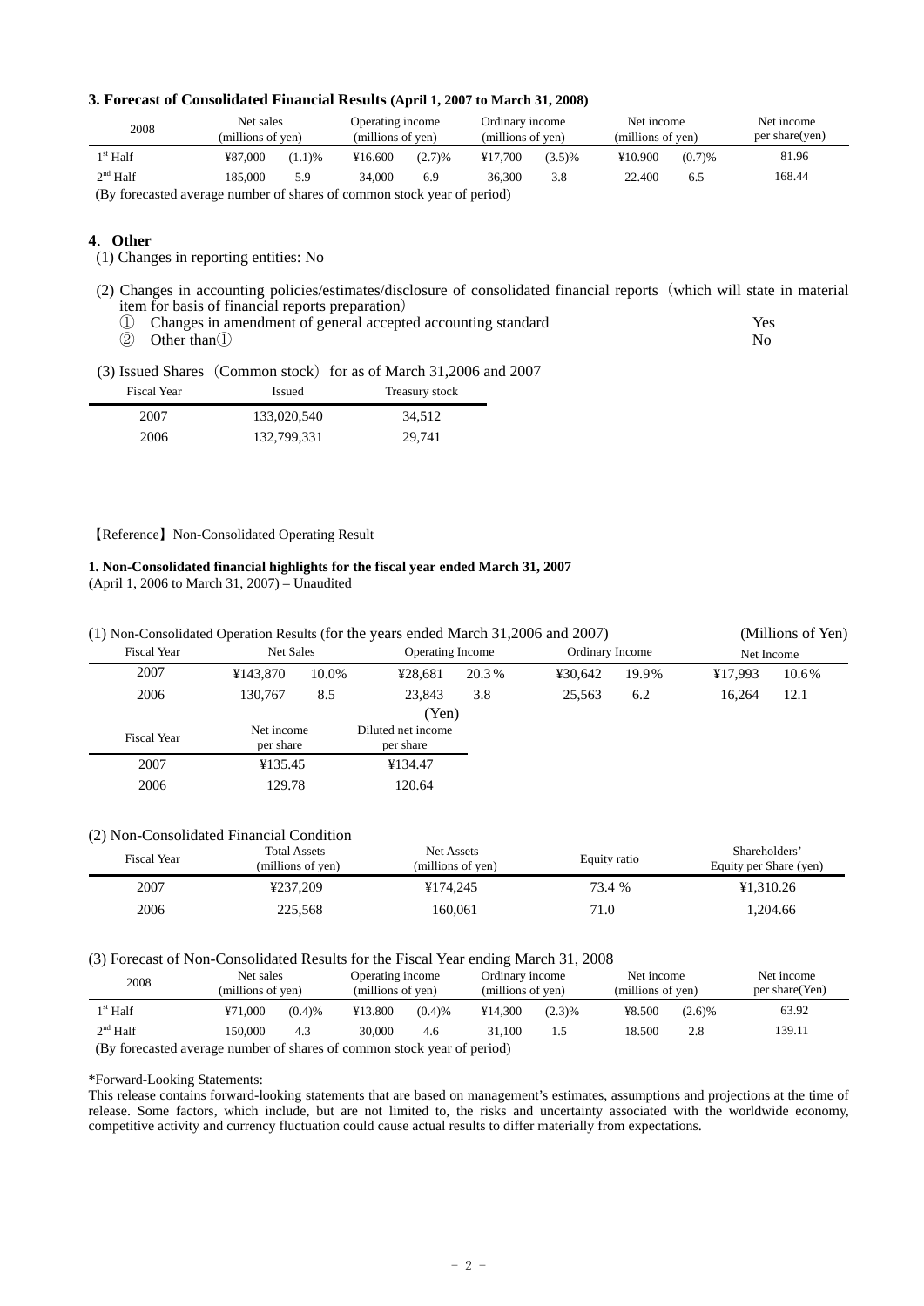### 3. Forecast of Consolidated Financial Results (April 1, 2007 to March 31, 2008)

| 2008 | Net sales (millions of yen) | | Operating income (millions of yen) | | Ordinary income (millions of yen) | | Net income (millions of yen) | | Net income per share(yen) |
|---|---|---|---|---|---|---|---|---|---|
| 1st Half | ¥87,000 | (1.1)% | ¥16.600 | (2.7)% | ¥17,700 | (3.5)% | ¥10.900 | (0.7)% | 81.96 |
| 2nd Half | 185,000 | 5.9 | 34,000 | 6.9 | 36,300 | 3.8 | 22.400 | 6.5 | 168.44 |

(By forecasted average number of shares of common stock year of period)

### 4. Other

(1) Changes in reporting entities: No

(2) Changes in accounting policies/estimates/disclosure of consolidated financial reports（which will state in material item for basis of financial reports preparation）

① Changes in amendment of general accepted accounting standard Yes

② Other than① No

(3) Issued Shares（Common stock）for as of March 31,2006 and 2007

| Fiscal Year | Issued | Treasury stock |
|---|---|---|
| 2007 | 133,020,540 | 34,512 |
| 2006 | 132,799,331 | 29,741 |

【Reference】Non-Consolidated Operating Result

**1. Non-Consolidated financial highlights for the fiscal year ended March 31, 2007**

(April 1, 2006 to March 31, 2007) – Unaudited

(1) Non-Consolidated Operation Results (for the years ended March 31,2006 and 2007) (Millions of Yen)

| Fiscal Year | Net Sales | | Operating Income | | Ordinary Income | | Net Income | |
|---|---|---|---|---|---|---|---|---|
| 2007 | ¥143,870 | 10.0% | ¥28,681 | 20.3% | ¥30,642 | 19.9% | ¥17,993 | 10.6% |
| 2006 | 130,767 | 8.5 | 23,843 | 3.8 | 25,563 | 6.2 | 16,264 | 12.1 |

(Yen)

| Fiscal Year | Net income per share | Diluted net income per share |
|---|---|---|
| 2007 | ¥135.45 | ¥134.47 |
| 2006 | 129.78 | 120.64 |

(2) Non-Consolidated Financial Condition

| Fiscal Year | Total Assets (millions of yen) | Net Assets (millions of yen) | Equity ratio | Shareholders' Equity per Share (yen) |
|---|---|---|---|---|
| 2007 | ¥237,209 | ¥174,245 | 73.4 % | ¥1,310.26 |
| 2006 | 225,568 | 160,061 | 71.0 | 1,204.66 |

(3) Forecast of Non-Consolidated Results for the Fiscal Year ending March 31, 2008

| 2008 | Net sales (millions of yen) | | Operating income (millions of yen) | | Ordinary income (millions of yen) | | Net income (millions of yen) | | Net income per share(Yen) |
|---|---|---|---|---|---|---|---|---|---|
| 1st Half | ¥71,000 | (0.4)% | ¥13.800 | (0.4)% | ¥14,300 | (2.3)% | ¥8.500 | (2.6)% | 63.92 |
| 2nd Half | 150,000 | 4.3 | 30,000 | 4.6 | 31,100 | 1.5 | 18.500 | 2.8 | 139.11 |

(By forecasted average number of shares of common stock year of period)

*Forward-Looking Statements:

This release contains forward-looking statements that are based on management's estimates, assumptions and projections at the time of release. Some factors, which include, but are not limited to, the risks and uncertainty associated with the worldwide economy, competitive activity and currency fluctuation could cause actual results to differ materially from expectations.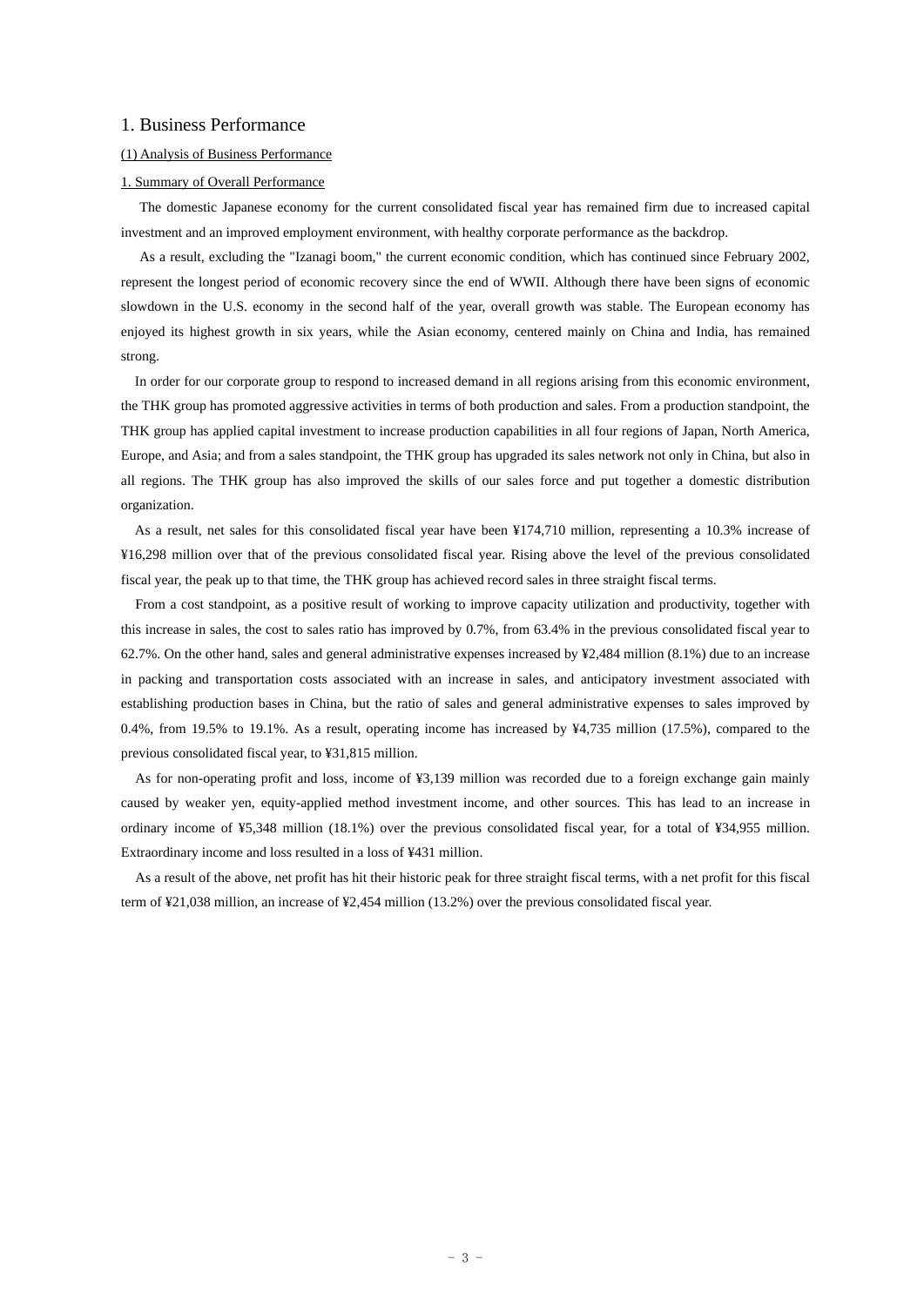# 1. Business Performance

(1) Analysis of Business Performance

1. Summary of Overall Performance

The domestic Japanese economy for the current consolidated fiscal year has remained firm due to increased capital investment and an improved employment environment, with healthy corporate performance as the backdrop.

As a result, excluding the "Izanagi boom," the current economic condition, which has continued since February 2002, represent the longest period of economic recovery since the end of WWII. Although there have been signs of economic slowdown in the U.S. economy in the second half of the year, overall growth was stable. The European economy has enjoyed its highest growth in six years, while the Asian economy, centered mainly on China and India, has remained strong.

In order for our corporate group to respond to increased demand in all regions arising from this economic environment, the THK group has promoted aggressive activities in terms of both production and sales. From a production standpoint, the THK group has applied capital investment to increase production capabilities in all four regions of Japan, North America, Europe, and Asia; and from a sales standpoint, the THK group has upgraded its sales network not only in China, but also in all regions. The THK group has also improved the skills of our sales force and put together a domestic distribution organization.

As a result, net sales for this consolidated fiscal year have been ¥174,710 million, representing a 10.3% increase of ¥16,298 million over that of the previous consolidated fiscal year. Rising above the level of the previous consolidated fiscal year, the peak up to that time, the THK group has achieved record sales in three straight fiscal terms.

From a cost standpoint, as a positive result of working to improve capacity utilization and productivity, together with this increase in sales, the cost to sales ratio has improved by 0.7%, from 63.4% in the previous consolidated fiscal year to 62.7%. On the other hand, sales and general administrative expenses increased by ¥2,484 million (8.1%) due to an increase in packing and transportation costs associated with an increase in sales, and anticipatory investment associated with establishing production bases in China, but the ratio of sales and general administrative expenses to sales improved by 0.4%, from 19.5% to 19.1%. As a result, operating income has increased by ¥4,735 million (17.5%), compared to the previous consolidated fiscal year, to ¥31,815 million.

As for non-operating profit and loss, income of ¥3,139 million was recorded due to a foreign exchange gain mainly caused by weaker yen, equity-applied method investment income, and other sources. This has lead to an increase in ordinary income of ¥5,348 million (18.1%) over the previous consolidated fiscal year, for a total of ¥34,955 million. Extraordinary income and loss resulted in a loss of ¥431 million.

As a result of the above, net profit has hit their historic peak for three straight fiscal terms, with a net profit for this fiscal term of ¥21,038 million, an increase of ¥2,454 million (13.2%) over the previous consolidated fiscal year.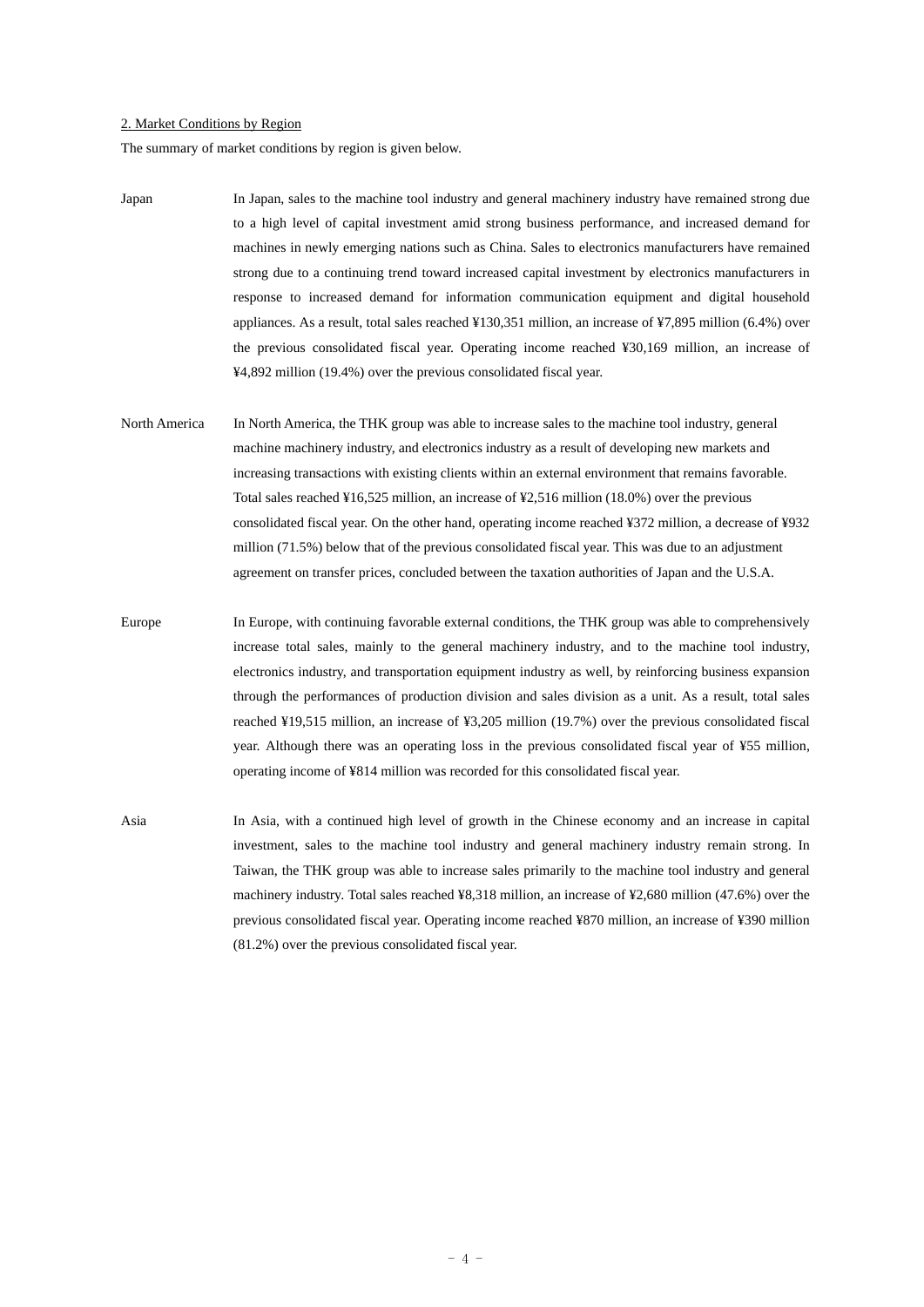## 2. Market Conditions by Region

The summary of market conditions by region is given below.

**Japan**

In Japan, sales to the machine tool industry and general machinery industry have remained strong due to a high level of capital investment amid strong business performance, and increased demand for machines in newly emerging nations such as China. Sales to electronics manufacturers have remained strong due to a continuing trend toward increased capital investment by electronics manufacturers in response to increased demand for information communication equipment and digital household appliances. As a result, total sales reached ¥130,351 million, an increase of ¥7,895 million (6.4%) over the previous consolidated fiscal year. Operating income reached ¥30,169 million, an increase of ¥4,892 million (19.4%) over the previous consolidated fiscal year.

**North America**

In North America, the THK group was able to increase sales to the machine tool industry, general machine machinery industry, and electronics industry as a result of developing new markets and increasing transactions with existing clients within an external environment that remains favorable. Total sales reached ¥16,525 million, an increase of ¥2,516 million (18.0%) over the previous consolidated fiscal year. On the other hand, operating income reached ¥372 million, a decrease of ¥932 million (71.5%) below that of the previous consolidated fiscal year. This was due to an adjustment agreement on transfer prices, concluded between the taxation authorities of Japan and the U.S.A.

**Europe**

In Europe, with continuing favorable external conditions, the THK group was able to comprehensively increase total sales, mainly to the general machinery industry, and to the machine tool industry, electronics industry, and transportation equipment industry as well, by reinforcing business expansion through the performances of production division and sales division as a unit. As a result, total sales reached ¥19,515 million, an increase of ¥3,205 million (19.7%) over the previous consolidated fiscal year. Although there was an operating loss in the previous consolidated fiscal year of ¥55 million, operating income of ¥814 million was recorded for this consolidated fiscal year.

**Asia**

In Asia, with a continued high level of growth in the Chinese economy and an increase in capital investment, sales to the machine tool industry and general machinery industry remain strong. In Taiwan, the THK group was able to increase sales primarily to the machine tool industry and general machinery industry. Total sales reached ¥8,318 million, an increase of ¥2,680 million (47.6%) over the previous consolidated fiscal year. Operating income reached ¥870 million, an increase of ¥390 million (81.2%) over the previous consolidated fiscal year.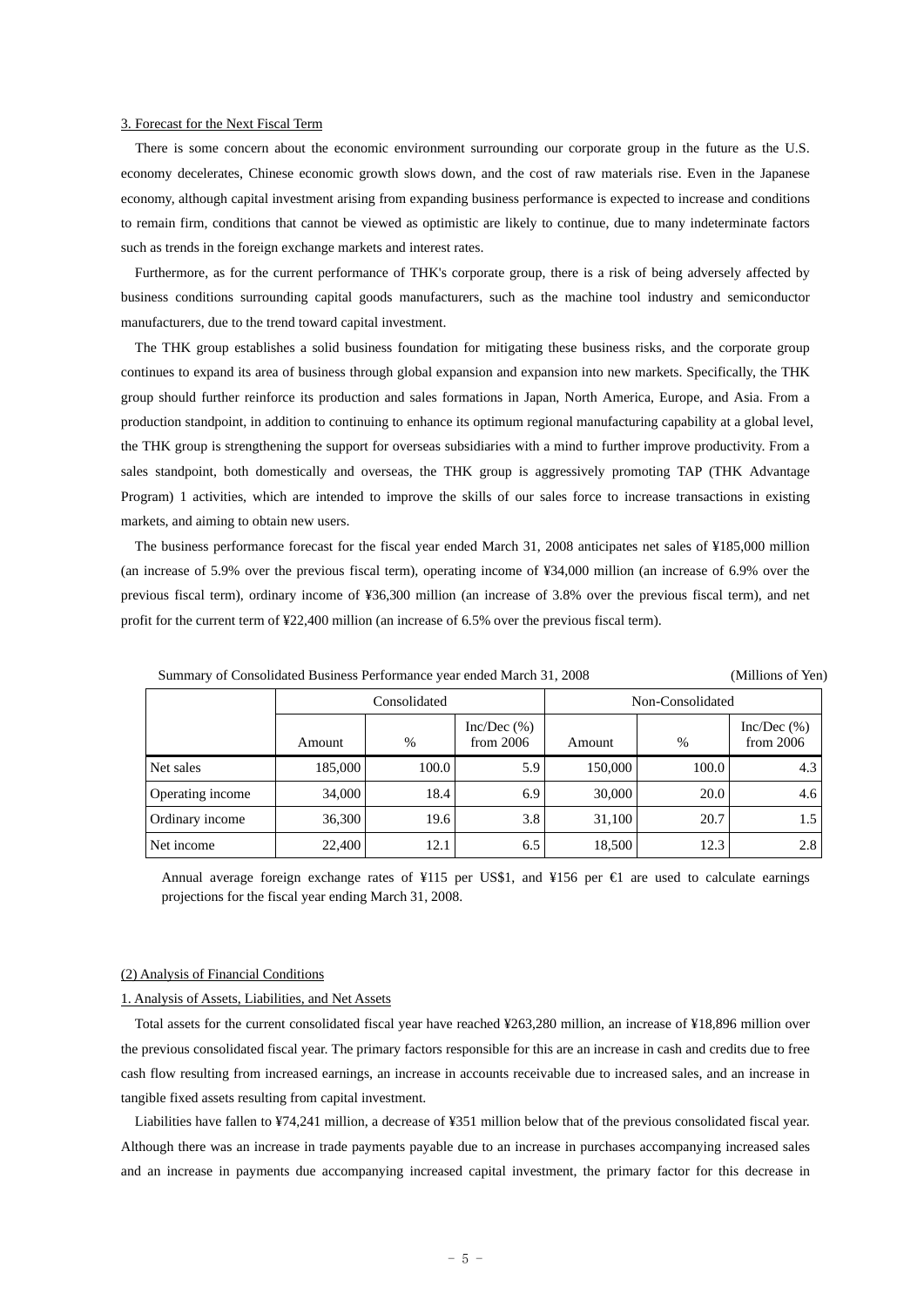3. Forecast for the Next Fiscal Term

There is some concern about the economic environment surrounding our corporate group in the future as the U.S. economy decelerates, Chinese economic growth slows down, and the cost of raw materials rise. Even in the Japanese economy, although capital investment arising from expanding business performance is expected to increase and conditions to remain firm, conditions that cannot be viewed as optimistic are likely to continue, due to many indeterminate factors such as trends in the foreign exchange markets and interest rates.

Furthermore, as for the current performance of THK's corporate group, there is a risk of being adversely affected by business conditions surrounding capital goods manufacturers, such as the machine tool industry and semiconductor manufacturers, due to the trend toward capital investment.

The THK group establishes a solid business foundation for mitigating these business risks, and the corporate group continues to expand its area of business through global expansion and expansion into new markets. Specifically, the THK group should further reinforce its production and sales formations in Japan, North America, Europe, and Asia. From a production standpoint, in addition to continuing to enhance its optimum regional manufacturing capability at a global level, the THK group is strengthening the support for overseas subsidiaries with a mind to further improve productivity. From a sales standpoint, both domestically and overseas, the THK group is aggressively promoting TAP (THK Advantage Program) 1 activities, which are intended to improve the skills of our sales force to increase transactions in existing markets, and aiming to obtain new users.

The business performance forecast for the fiscal year ended March 31, 2008 anticipates net sales of ¥185,000 million (an increase of 5.9% over the previous fiscal term), operating income of ¥34,000 million (an increase of 6.9% over the previous fiscal term), ordinary income of ¥36,300 million (an increase of 3.8% over the previous fiscal term), and net profit for the current term of ¥22,400 million (an increase of 6.5% over the previous fiscal term).

Summary of Consolidated Business Performance year ended March 31, 2008 (Millions of Yen)

| | Consolidated | | | Non-Consolidated | | |
|---|---|---|---|---|---|---|
| | Amount | % | Inc/Dec (%) from 2006 | Amount | % | Inc/Dec (%) from 2006 |
| Net sales | 185,000 | 100.0 | 5.9 | 150,000 | 100.0 | 4.3 |
| Operating income | 34,000 | 18.4 | 6.9 | 30,000 | 20.0 | 4.6 |
| Ordinary income | 36,300 | 19.6 | 3.8 | 31,100 | 20.7 | 1.5 |
| Net income | 22,400 | 12.1 | 6.5 | 18,500 | 12.3 | 2.8 |

Annual average foreign exchange rates of ¥115 per US$1, and ¥156 per €1 are used to calculate earnings projections for the fiscal year ending March 31, 2008.

(2) Analysis of Financial Conditions

1. Analysis of Assets, Liabilities, and Net Assets

Total assets for the current consolidated fiscal year have reached ¥263,280 million, an increase of ¥18,896 million over the previous consolidated fiscal year. The primary factors responsible for this are an increase in cash and credits due to free cash flow resulting from increased earnings, an increase in accounts receivable due to increased sales, and an increase in tangible fixed assets resulting from capital investment.

Liabilities have fallen to ¥74,241 million, a decrease of ¥351 million below that of the previous consolidated fiscal year. Although there was an increase in trade payments payable due to an increase in purchases accompanying increased sales and an increase in payments due accompanying increased capital investment, the primary factor for this decrease in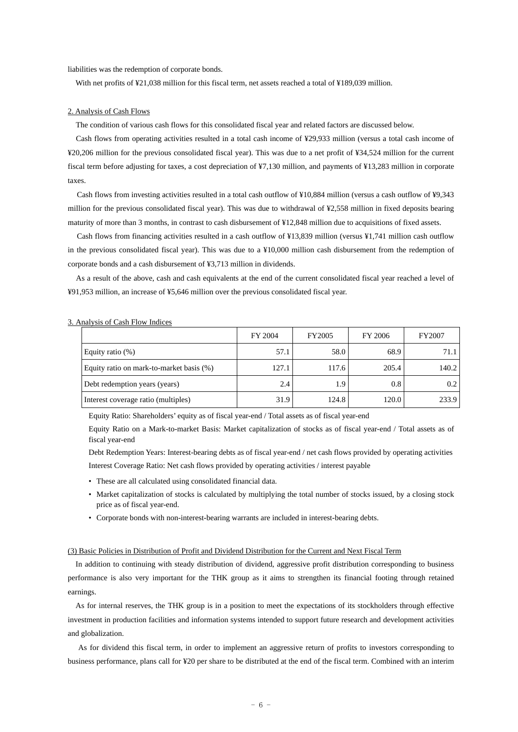liabilities was the redemption of corporate bonds.

With net profits of ¥21,038 million for this fiscal term, net assets reached a total of ¥189,039 million.

2. Analysis of Cash Flows

The condition of various cash flows for this consolidated fiscal year and related factors are discussed below.

Cash flows from operating activities resulted in a total cash income of ¥29,933 million (versus a total cash income of ¥20,206 million for the previous consolidated fiscal year). This was due to a net profit of ¥34,524 million for the current fiscal term before adjusting for taxes, a cost depreciation of ¥7,130 million, and payments of ¥13,283 million in corporate taxes.

Cash flows from investing activities resulted in a total cash outflow of ¥10,884 million (versus a cash outflow of ¥9,343 million for the previous consolidated fiscal year). This was due to withdrawal of ¥2,558 million in fixed deposits bearing maturity of more than 3 months, in contrast to cash disbursement of ¥12,848 million due to acquisitions of fixed assets.

Cash flows from financing activities resulted in a cash outflow of ¥13,839 million (versus ¥1,741 million cash outflow in the previous consolidated fiscal year). This was due to a ¥10,000 million cash disbursement from the redemption of corporate bonds and a cash disbursement of ¥3,713 million in dividends.

As a result of the above, cash and cash equivalents at the end of the current consolidated fiscal year reached a level of ¥91,953 million, an increase of ¥5,646 million over the previous consolidated fiscal year.

3. Analysis of Cash Flow Indices

| | FY 2004 | FY2005 | FY 2006 | FY2007 |
|---|---|---|---|---|
| Equity ratio (%) | 57.1 | 58.0 | 68.9 | 71.1 |
| Equity ratio on mark-to-market basis (%) | 127.1 | 117.6 | 205.4 | 140.2 |
| Debt redemption years (years) | 2.4 | 1.9 | 0.8 | 0.2 |
| Interest coverage ratio (multiples) | 31.9 | 124.8 | 120.0 | 233.9 |

Equity Ratio: Shareholders' equity as of fiscal year-end / Total assets as of fiscal year-end

Equity Ratio on a Mark-to-market Basis: Market capitalization of stocks as of fiscal year-end / Total assets as of fiscal year-end

Debt Redemption Years: Interest-bearing debts as of fiscal year-end / net cash flows provided by operating activities

Interest Coverage Ratio: Net cash flows provided by operating activities / interest payable

- These are all calculated using consolidated financial data.
- Market capitalization of stocks is calculated by multiplying the total number of stocks issued, by a closing stock price as of fiscal year-end.
- Corporate bonds with non-interest-bearing warrants are included in interest-bearing debts.

(3) Basic Policies in Distribution of Profit and Dividend Distribution for the Current and Next Fiscal Term

In addition to continuing with steady distribution of dividend, aggressive profit distribution corresponding to business performance is also very important for the THK group as it aims to strengthen its financial footing through retained earnings.

As for internal reserves, the THK group is in a position to meet the expectations of its stockholders through effective investment in production facilities and information systems intended to support future research and development activities and globalization.

As for dividend this fiscal term, in order to implement an aggressive return of profits to investors corresponding to business performance, plans call for ¥20 per share to be distributed at the end of the fiscal term. Combined with an interim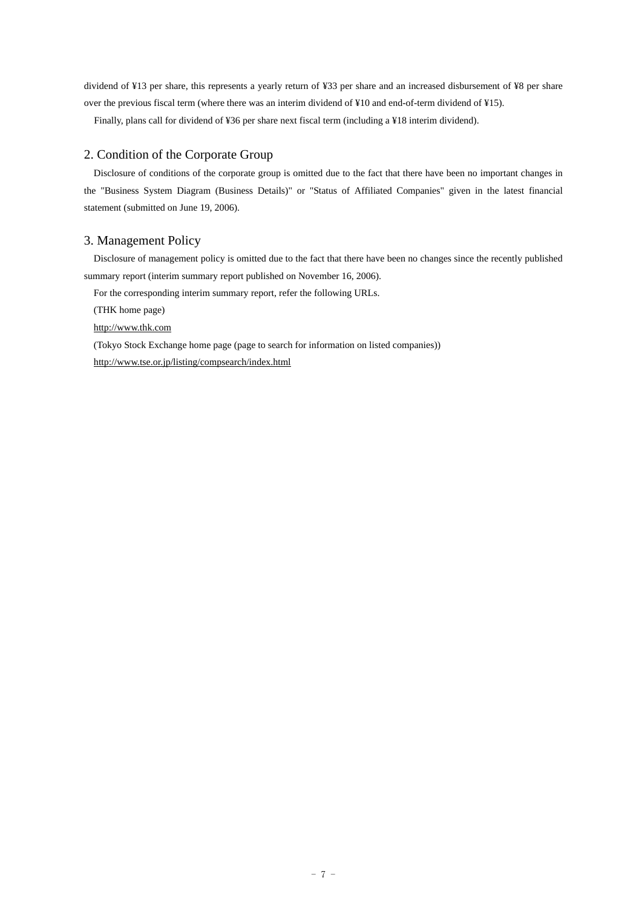dividend of ¥13 per share, this represents a yearly return of ¥33 per share and an increased disbursement of ¥8 per share over the previous fiscal term (where there was an interim dividend of ¥10 and end-of-term dividend of ¥15).

Finally, plans call for dividend of ¥36 per share next fiscal term (including a ¥18 interim dividend).

## 2. Condition of the Corporate Group

Disclosure of conditions of the corporate group is omitted due to the fact that there have been no important changes in the "Business System Diagram (Business Details)" or "Status of Affiliated Companies" given in the latest financial statement (submitted on June 19, 2006).

## 3. Management Policy

Disclosure of management policy is omitted due to the fact that there have been no changes since the recently published summary report (interim summary report published on November 16, 2006).

For the corresponding interim summary report, refer the following URLs.

(THK home page)

http://www.thk.com

(Tokyo Stock Exchange home page (page to search for information on listed companies))

http://www.tse.or.jp/listing/compsearch/index.html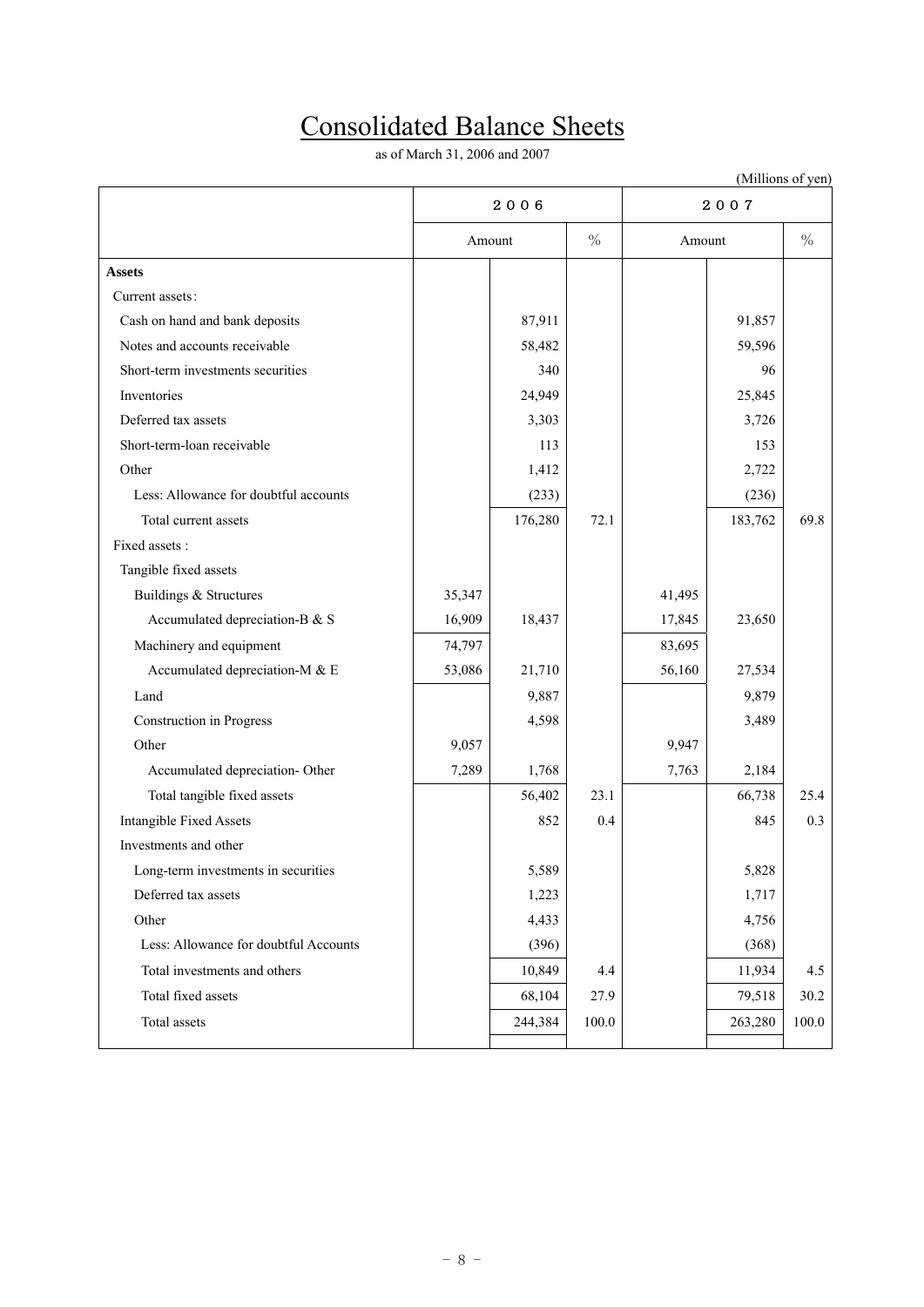# Consolidated Balance Sheets

as of March 31, 2006 and 2007

(Millions of yen)

| | 2006 | | | 2007 | | |
|---|---|---|---|---|---|---|
| | Amount | | % | Amount | | % |
| **Assets** | | | | | | |
| Current assets: | | | | | | |
| Cash on hand and bank deposits | | 87,911 | | | 91,857 | |
| Notes and accounts receivable | | 58,482 | | | 59,596 | |
| Short-term investments securities | | 340 | | | 96 | |
| Inventories | | 24,949 | | | 25,845 | |
| Deferred tax assets | | 3,303 | | | 3,726 | |
| Short-term-loan receivable | | 113 | | | 153 | |
| Other | | 1,412 | | | 2,722 | |
| Less: Allowance for doubtful accounts | | (233) | | | (236) | |
| Total current assets | | 176,280 | 72.1 | | 183,762 | 69.8 |
| Fixed assets : | | | | | | |
| Tangible fixed assets | | | | | | |
| Buildings & Structures | 35,347 | | | 41,495 | | |
| Accumulated depreciation-B & S | 16,909 | 18,437 | | 17,845 | 23,650 | |
| Machinery and equipment | 74,797 | | | 83,695 | | |
| Accumulated depreciation-M & E | 53,086 | 21,710 | | 56,160 | 27,534 | |
| Land | | 9,887 | | | 9,879 | |
| Construction in Progress | | 4,598 | | | 3,489 | |
| Other | 9,057 | | | 9,947 | | |
| Accumulated depreciation- Other | 7,289 | 1,768 | | 7,763 | 2,184 | |
| Total tangible fixed assets | | 56,402 | 23.1 | | 66,738 | 25.4 |
| Intangible Fixed Assets | | 852 | 0.4 | | 845 | 0.3 |
| Investments and other | | | | | | |
| Long-term investments in securities | | 5,589 | | | 5,828 | |
| Deferred tax assets | | 1,223 | | | 1,717 | |
| Other | | 4,433 | | | 4,756 | |
| Less: Allowance for doubtful Accounts | | (396) | | | (368) | |
| Total investments and others | | 10,849 | 4.4 | | 11,934 | 4.5 |
| Total fixed assets | | 68,104 | 27.9 | | 79,518 | 30.2 |
| Total assets | | 244,384 | 100.0 | | 263,280 | 100.0 |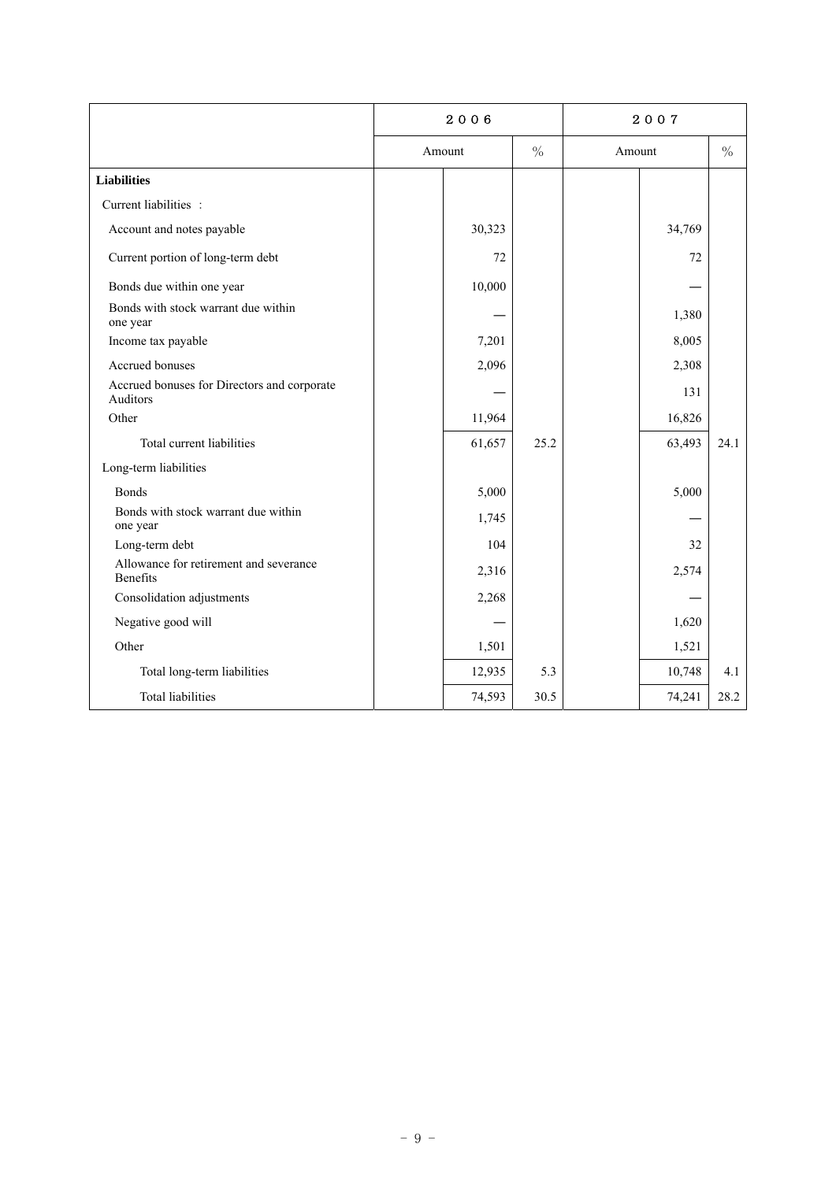| | ２００６ | | ２００７ | |
|---|---|---|---|---|
| | Amount | % | Amount | % |
| **Liabilities** | | | | |
| Current liabilities : | | | | |
| Account and notes payable | 30,323 | | 34,769 | |
| Current portion of long-term debt | 72 | | 72 | |
| Bonds due within one year | 10,000 | | — | |
| Bonds with stock warrant due within one year | — | | 1,380 | |
| Income tax payable | 7,201 | | 8,005 | |
| Accrued bonuses | 2,096 | | 2,308 | |
| Accrued bonuses for Directors and corporate Auditors | — | | 131 | |
| Other | 11,964 | | 16,826 | |
| Total current liabilities | 61,657 | 25.2 | 63,493 | 24.1 |
| Long-term liabilities | | | | |
| Bonds | 5,000 | | 5,000 | |
| Bonds with stock warrant due within one year | 1,745 | | — | |
| Long-term debt | 104 | | 32 | |
| Allowance for retirement and severance Benefits | 2,316 | | 2,574 | |
| Consolidation adjustments | 2,268 | | — | |
| Negative good will | — | | 1,620 | |
| Other | 1,501 | | 1,521 | |
| Total long-term liabilities | 12,935 | 5.3 | 10,748 | 4.1 |
| Total liabilities | 74,593 | 30.5 | 74,241 | 28.2 |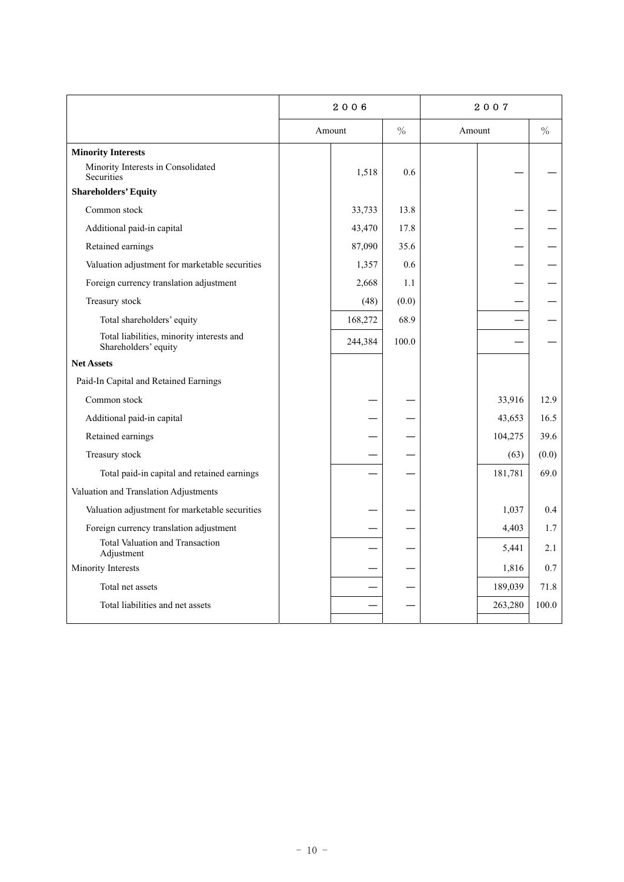| | 2006 | | 2007 | |
|---|---|---|---|---|
| | Amount | % | Amount | % |
| **Minority Interests** | | | | |
| Minority Interests in Consolidated Securities | 1,518 | 0.6 | — | — |
| **Shareholders' Equity** | | | | |
| Common stock | 33,733 | 13.8 | — | — |
| Additional paid-in capital | 43,470 | 17.8 | — | — |
| Retained earnings | 87,090 | 35.6 | — | — |
| Valuation adjustment for marketable securities | 1,357 | 0.6 | — | — |
| Foreign currency translation adjustment | 2,668 | 1.1 | — | — |
| Treasury stock | (48) | (0.0) | — | — |
| Total shareholders' equity | 168,272 | 68.9 | — | — |
| Total liabilities, minority interests and Shareholders' equity | 244,384 | 100.0 | — | — |
| **Net Assets** | | | | |
| Paid-In Capital and Retained Earnings | | | | |
| Common stock | — | — | 33,916 | 12.9 |
| Additional paid-in capital | — | — | 43,653 | 16.5 |
| Retained earnings | — | — | 104,275 | 39.6 |
| Treasury stock | — | — | (63) | (0.0) |
| Total paid-in capital and retained earnings | — | — | 181,781 | 69.0 |
| Valuation and Translation Adjustments | | | | |
| Valuation adjustment for marketable securities | — | — | 1,037 | 0.4 |
| Foreign currency translation adjustment | — | — | 4,403 | 1.7 |
| Total Valuation and Transaction Adjustment | — | — | 5,441 | 2.1 |
| Minority Interests | — | — | 1,816 | 0.7 |
| Total net assets | — | — | 189,039 | 71.8 |
| Total liabilities and net assets | — | — | 263,280 | 100.0 |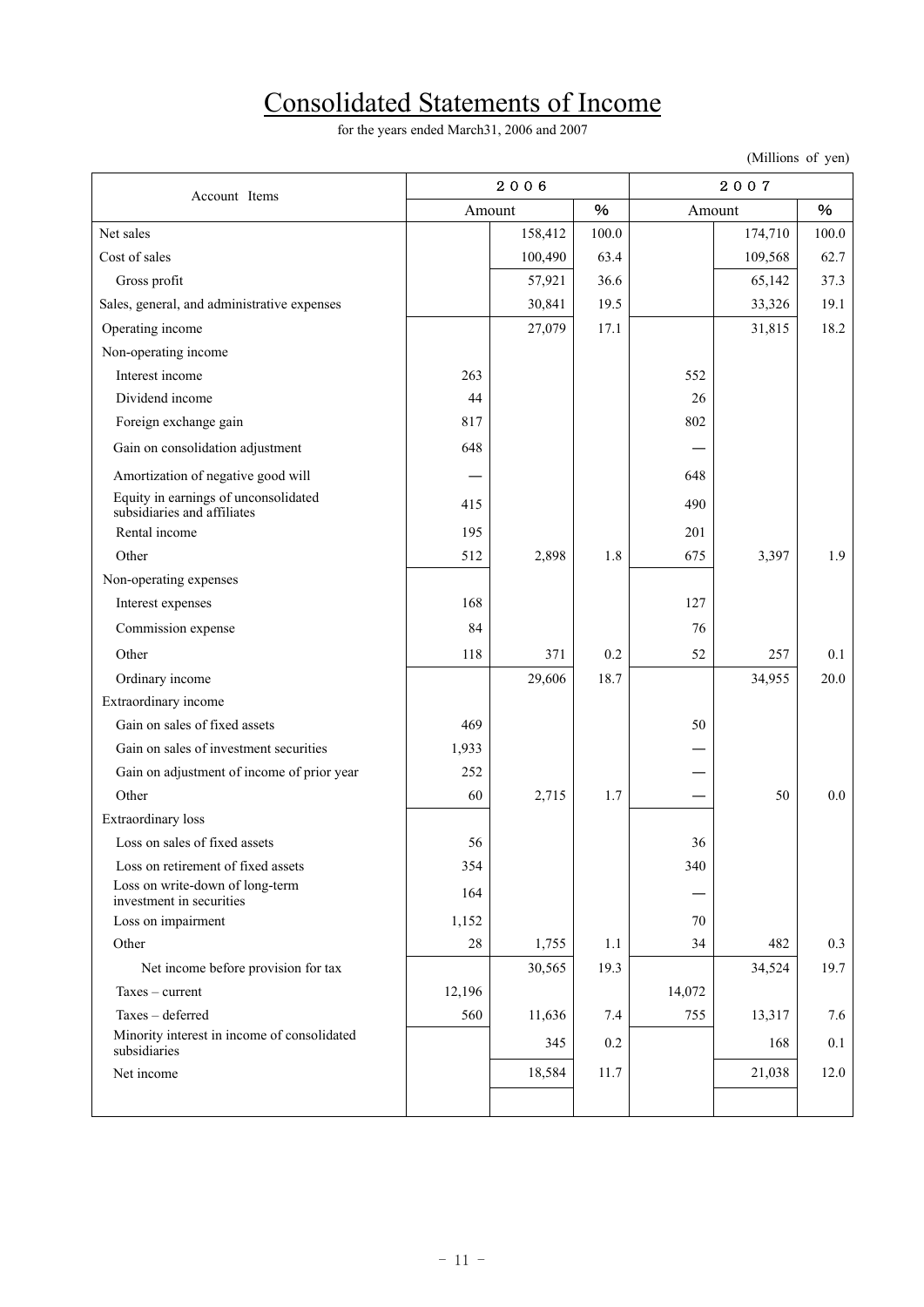# Consolidated Statements of Income

for the years ended March31, 2006 and 2007

(Millions of yen)

| Account Items | 2006 | | | 2007 | | |
|---|---|---|---|---|---|---|
| | Amount | | % | Amount | | % |
| Net sales | | 158,412 | 100.0 | | 174,710 | 100.0 |
| Cost of sales | | 100,490 | 63.4 | | 109,568 | 62.7 |
| Gross profit | | 57,921 | 36.6 | | 65,142 | 37.3 |
| Sales, general, and administrative expenses | | 30,841 | 19.5 | | 33,326 | 19.1 |
| Operating income | | 27,079 | 17.1 | | 31,815 | 18.2 |
| Non-operating income | | | | | | |
| Interest income | 263 | | | 552 | | |
| Dividend income | 44 | | | 26 | | |
| Foreign exchange gain | 817 | | | 802 | | |
| Gain on consolidation adjustment | 648 | | | — | | |
| Amortization of negative good will | — | | | 648 | | |
| Equity in earnings of unconsolidated subsidiaries and affiliates | 415 | | | 490 | | |
| Rental income | 195 | | | 201 | | |
| Other | 512 | 2,898 | 1.8 | 675 | 3,397 | 1.9 |
| Non-operating expenses | | | | | | |
| Interest expenses | 168 | | | 127 | | |
| Commission expense | 84 | | | 76 | | |
| Other | 118 | 371 | 0.2 | 52 | 257 | 0.1 |
| Ordinary income | | 29,606 | 18.7 | | 34,955 | 20.0 |
| Extraordinary income | | | | | | |
| Gain on sales of fixed assets | 469 | | | 50 | | |
| Gain on sales of investment securities | 1,933 | | | — | | |
| Gain on adjustment of income of prior year | 252 | | | — | | |
| Other | 60 | 2,715 | 1.7 | — | 50 | 0.0 |
| Extraordinary loss | | | | | | |
| Loss on sales of fixed assets | 56 | | | 36 | | |
| Loss on retirement of fixed assets | 354 | | | 340 | | |
| Loss on write-down of long-term investment in securities | 164 | | | — | | |
| Loss on impairment | 1,152 | | | 70 | | |
| Other | 28 | 1,755 | 1.1 | 34 | 482 | 0.3 |
| Net income before provision for tax | | 30,565 | 19.3 | | 34,524 | 19.7 |
| Taxes – current | 12,196 | | | 14,072 | | |
| Taxes – deferred | 560 | 11,636 | 7.4 | 755 | 13,317 | 7.6 |
| Minority interest in income of consolidated subsidiaries | | 345 | 0.2 | | 168 | 0.1 |
| Net income | | 18,584 | 11.7 | | 21,038 | 12.0 |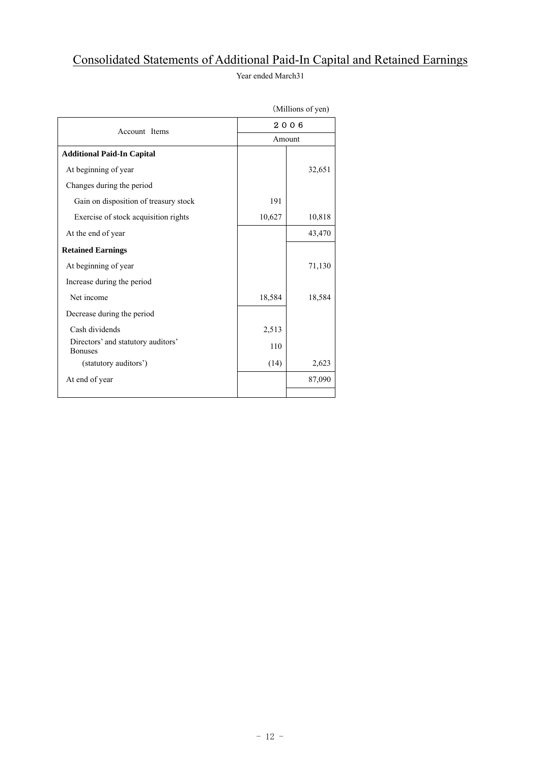# Consolidated Statements of Additional Paid-In Capital and Retained Earnings

Year ended March31

(Millions of yen)

| Account Items | ２００６ | |
|---|---|---|
| | Amount | |
| **Additional Paid-In Capital** | | |
| At beginning of year | | 32,651 |
| Changes during the period | | |
| Gain on disposition of treasury stock | 191 | |
| Exercise of stock acquisition rights | 10,627 | 10,818 |
| At the end of year | | 43,470 |
| **Retained Earnings** | | |
| At beginning of year | | 71,130 |
| Increase during the period | | |
| Net income | 18,584 | 18,584 |
| Decrease during the period | | |
| Cash dividends | 2,513 | |
| Directors' and statutory auditors' Bonuses | 110 | |
| (statutory auditors') | (14) | 2,623 |
| At end of year | | 87,090 |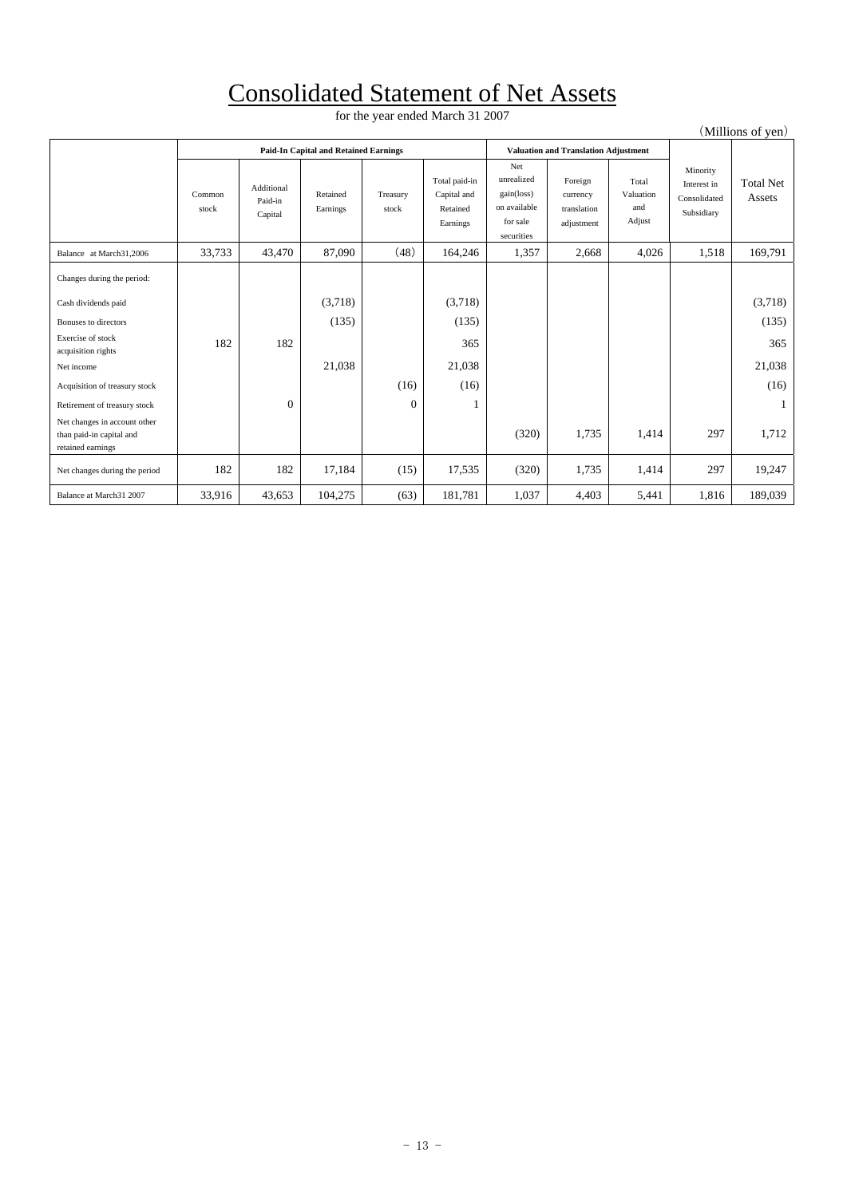# Consolidated Statement of Net Assets

for the year ended March 31 2007

(Millions of yen)

| | Paid-In Capital and Retained Earnings | | | | | Valuation and Translation Adjustment | | | | |
|---|---|---|---|---|---|---|---|---|---|---|
| | Common stock | Additional Paid-in Capital | Retained Earnings | Treasury stock | Total paid-in Capital and Retained Earnings | Net unrealized gain(loss) on available for sale securities | Foreign currency translation adjustment | Total Valuation and Adjust | Minority Interest in Consolidated Subsidiary | Total Net Assets |
| Balance at March31,2006 | 33,733 | 43,470 | 87,090 | (48) | 164,246 | 1,357 | 2,668 | 4,026 | 1,518 | 169,791 |
| Changes during the period: | | | | | | | | | | |
| Cash dividends paid | | | (3,718) | | (3,718) | | | | | (3,718) |
| Bonuses to directors | | | (135) | | (135) | | | | | (135) |
| Exercise of stock acquisition rights | 182 | 182 | | | 365 | | | | | 365 |
| Net income | | | 21,038 | | 21,038 | | | | | 21,038 |
| Acquisition of treasury stock | | | | (16) | (16) | | | | | (16) |
| Retirement of treasury stock | | 0 | | 0 | 1 | | | | | 1 |
| Net changes in account other than paid-in capital and retained earnings | | | | | | (320) | 1,735 | 1,414 | 297 | 1,712 |
| Net changes during the period | 182 | 182 | 17,184 | (15) | 17,535 | (320) | 1,735 | 1,414 | 297 | 19,247 |
| Balance at March31 2007 | 33,916 | 43,653 | 104,275 | (63) | 181,781 | 1,037 | 4,403 | 5,441 | 1,816 | 189,039 |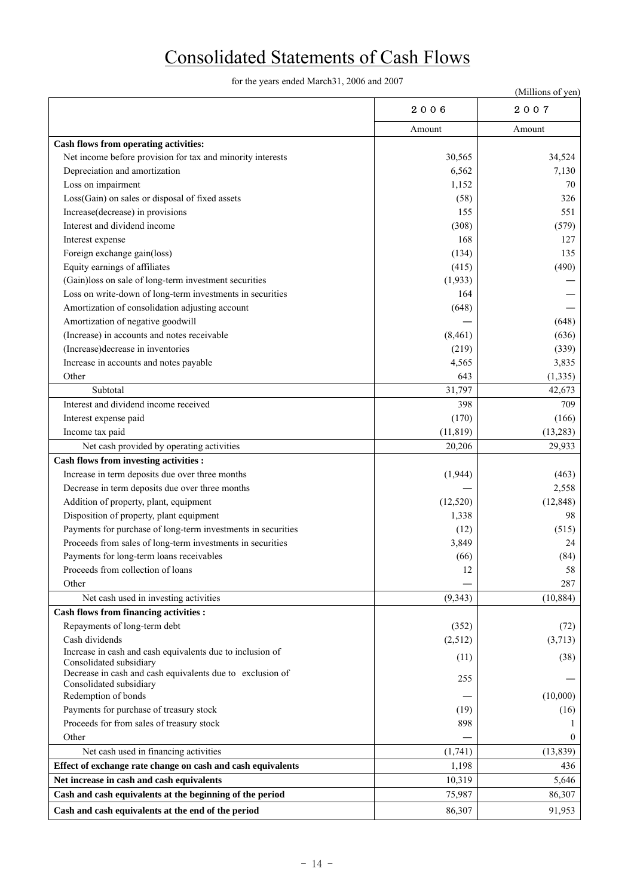# Consolidated Statements of Cash Flows

for the years ended March31, 2006 and 2007

(Millions of yen)

| | 2006 | 2007 |
|---|---|---|
| | Amount | Amount |
| **Cash flows from operating activities:** | | |
| Net income before provision for tax and minority interests | 30,565 | 34,524 |
| Depreciation and amortization | 6,562 | 7,130 |
| Loss on impairment | 1,152 | 70 |
| Loss(Gain) on sales or disposal of fixed assets | (58) | 326 |
| Increase(decrease) in provisions | 155 | 551 |
| Interest and dividend income | (308) | (579) |
| Interest expense | 168 | 127 |
| Foreign exchange gain(loss) | (134) | 135 |
| Equity earnings of affiliates | (415) | (490) |
| (Gain)loss on sale of long-term investment securities | (1,933) | ― |
| Loss on write-down of long-term investments in securities | 164 | ― |
| Amortization of consolidation adjusting account | (648) | ― |
| Amortization of negative goodwill | ― | (648) |
| (Increase) in accounts and notes receivable | (8,461) | (636) |
| (Increase)decrease in inventories | (219) | (339) |
| Increase in accounts and notes payable | 4,565 | 3,835 |
| Other | 643 | (1,335) |
| Subtotal | 31,797 | 42,673 |
| Interest and dividend income received | 398 | 709 |
| Interest expense paid | (170) | (166) |
| Income tax paid | (11,819) | (13,283) |
| Net cash provided by operating activities | 20,206 | 29,933 |
| **Cash flows from investing activities :** | | |
| Increase in term deposits due over three months | (1,944) | (463) |
| Decrease in term deposits due over three months | ― | 2,558 |
| Addition of property, plant, equipment | (12,520) | (12,848) |
| Disposition of property, plant equipment | 1,338 | 98 |
| Payments for purchase of long-term investments in securities | (12) | (515) |
| Proceeds from sales of long-term investments in securities | 3,849 | 24 |
| Payments for long-term loans receivables | (66) | (84) |
| Proceeds from collection of loans | 12 | 58 |
| Other | ― | 287 |
| Net cash used in investing activities | (9,343) | (10,884) |
| **Cash flows from financing activities :** | | |
| Repayments of long-term debt | (352) | (72) |
| Cash dividends | (2,512) | (3,713) |
| Increase in cash and cash equivalents due to inclusion of Consolidated subsidiary | (11) | (38) |
| Decrease in cash and cash equivalents due to exclusion of Consolidated subsidiary | 255 | ― |
| Redemption of bonds | ― | (10,000) |
| Payments for purchase of treasury stock | (19) | (16) |
| Proceeds for from sales of treasury stock | 898 | 1 |
| Other | ― | 0 |
| Net cash used in financing activities | (1,741) | (13,839) |
| **Effect of exchange rate change on cash and cash equivalents** | 1,198 | 436 |
| **Net increase in cash and cash equivalents** | 10,319 | 5,646 |
| **Cash and cash equivalents at the beginning of the period** | 75,987 | 86,307 |
| **Cash and cash equivalents at the end of the period** | 86,307 | 91,953 |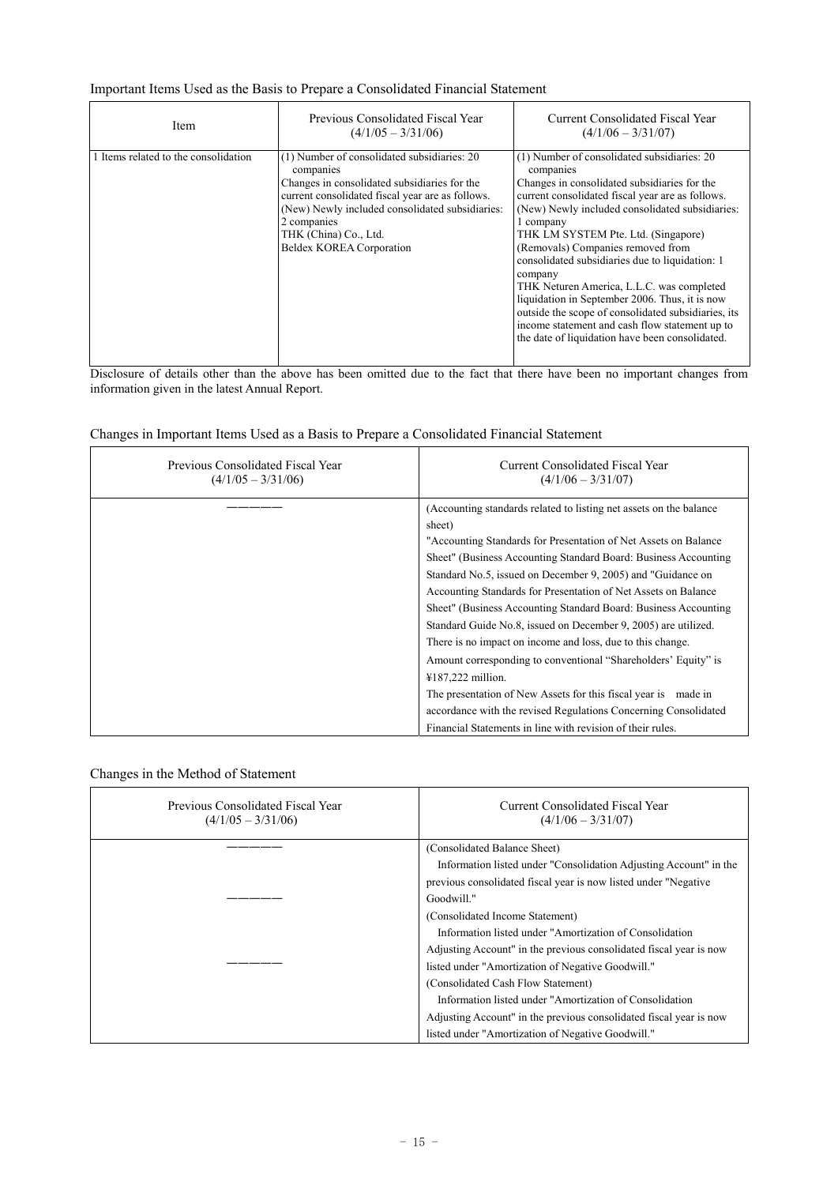## Important Items Used as the Basis to Prepare a Consolidated Financial Statement

| Item | Previous Consolidated Fiscal Year (4/1/05 – 3/31/06) | Current Consolidated Fiscal Year (4/1/06 – 3/31/07) |
|---|---|---|
| 1 Items related to the consolidation | (1) Number of consolidated subsidiaries: 20 companies<br>Changes in consolidated subsidiaries for the current consolidated fiscal year are as follows.<br>(New) Newly included consolidated subsidiaries: 2 companies<br>THK (China) Co., Ltd.<br>Beldex KOREA Corporation | (1) Number of consolidated subsidiaries: 20 companies<br>Changes in consolidated subsidiaries for the current consolidated fiscal year are as follows.<br>(New) Newly included consolidated subsidiaries: 1 company<br>THK LM SYSTEM Pte. Ltd. (Singapore)<br>(Removals) Companies removed from consolidated subsidiaries due to liquidation: 1 company<br>THK Neturen America, L.L.C. was completed liquidation in September 2006. Thus, it is now outside the scope of consolidated subsidiaries, its income statement and cash flow statement up to the date of liquidation have been consolidated. |

Disclosure of details other than the above has been omitted due to the fact that there have been no important changes from information given in the latest Annual Report.

## Changes in Important Items Used as a Basis to Prepare a Consolidated Financial Statement

| Previous Consolidated Fiscal Year (4/1/05 – 3/31/06) | Current Consolidated Fiscal Year (4/1/06 – 3/31/07) |
|---|---|
| ――――― | (Accounting standards related to listing net assets on the balance sheet)<br>"Accounting Standards for Presentation of Net Assets on Balance Sheet" (Business Accounting Standard Board: Business Accounting Standard No.5, issued on December 9, 2005) and "Guidance on Accounting Standards for Presentation of Net Assets on Balance Sheet" (Business Accounting Standard Board: Business Accounting Standard Guide No.8, issued on December 9, 2005) are utilized.<br>There is no impact on income and loss, due to this change.<br>Amount corresponding to conventional "Shareholders' Equity" is ¥187,222 million.<br>The presentation of New Assets for this fiscal year is made in accordance with the revised Regulations Concerning Consolidated Financial Statements in line with revision of their rules. |

## Changes in the Method of Statement

| Previous Consolidated Fiscal Year (4/1/05 – 3/31/06) | Current Consolidated Fiscal Year (4/1/06 – 3/31/07) |
|---|---|
| ――――― | (Consolidated Balance Sheet)<br>Information listed under "Consolidation Adjusting Account" in the previous consolidated fiscal year is now listed under "Negative Goodwill." |
| ――――― | (Consolidated Income Statement)<br>Information listed under "Amortization of Consolidation Adjusting Account" in the previous consolidated fiscal year is now listed under "Amortization of Negative Goodwill." |
| ――――― | (Consolidated Cash Flow Statement)<br>Information listed under "Amortization of Consolidation Adjusting Account" in the previous consolidated fiscal year is now listed under "Amortization of Negative Goodwill." |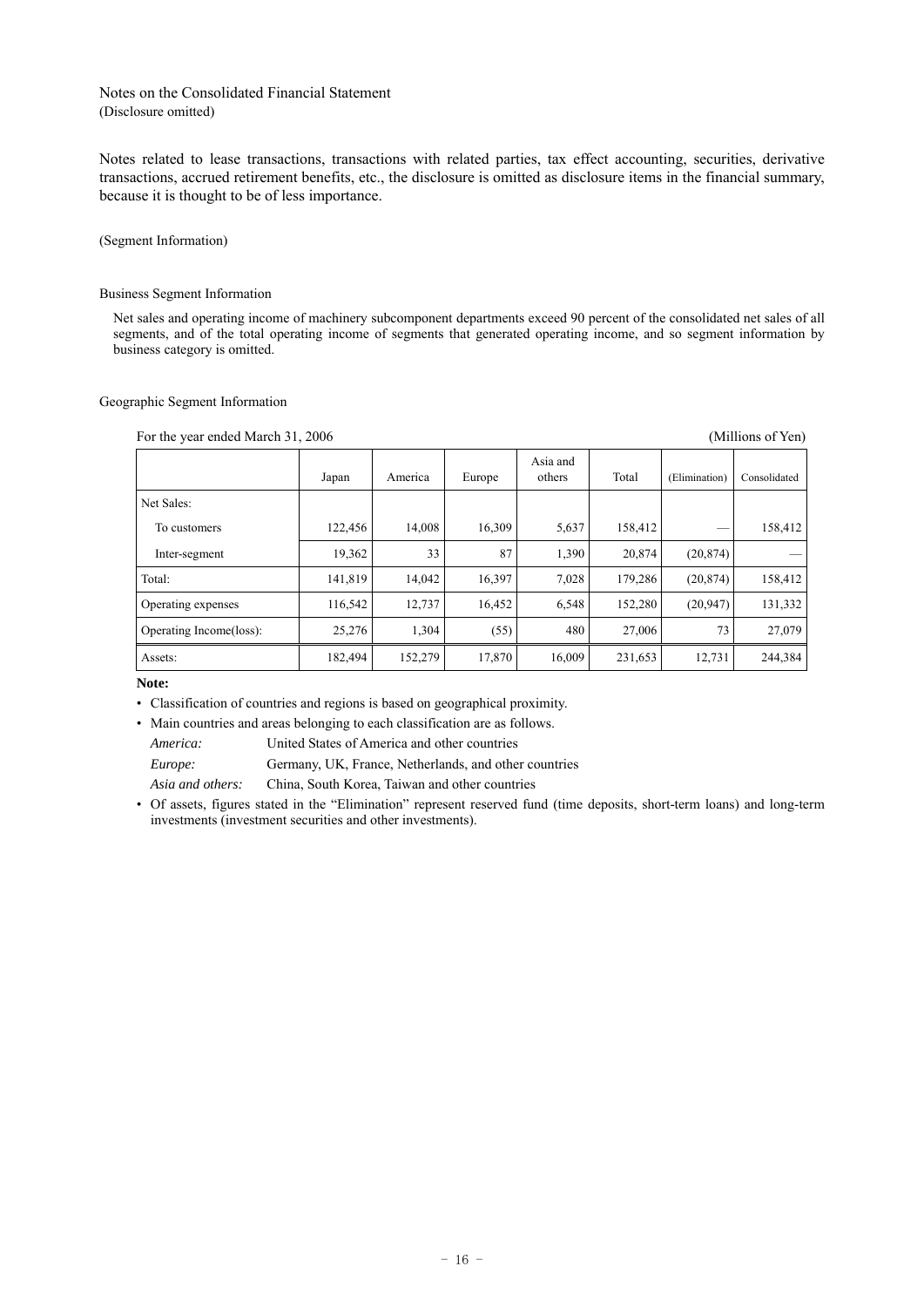Notes on the Consolidated Financial Statement
(Disclosure omitted)

Notes related to lease transactions, transactions with related parties, tax effect accounting, securities, derivative transactions, accrued retirement benefits, etc., the disclosure is omitted as disclosure items in the financial summary, because it is thought to be of less importance.

(Segment Information)

Business Segment Information

Net sales and operating income of machinery subcomponent departments exceed 90 percent of the consolidated net sales of all segments, and of the total operating income of segments that generated operating income, and so segment information by business category is omitted.

Geographic Segment Information

For the year ended March 31, 2006 (Millions of Yen)

| | Japan | America | Europe | Asia and others | Total | (Elimination) | Consolidated |
|---|---|---|---|---|---|---|---|
| Net Sales: | | | | | | | |
| To customers | 122,456 | 14,008 | 16,309 | 5,637 | 158,412 | — | 158,412 |
| Inter-segment | 19,362 | 33 | 87 | 1,390 | 20,874 | (20,874) | — |
| Total: | 141,819 | 14,042 | 16,397 | 7,028 | 179,286 | (20,874) | 158,412 |
| Operating expenses | 116,542 | 12,737 | 16,452 | 6,548 | 152,280 | (20,947) | 131,332 |
| Operating Income(loss): | 25,276 | 1,304 | (55) | 480 | 27,006 | 73 | 27,079 |
| Assets: | 182,494 | 152,279 | 17,870 | 16,009 | 231,653 | 12,731 | 244,384 |

**Note:**

- Classification of countries and regions is based on geographical proximity.
- Main countries and areas belonging to each classification are as follows.
  - *America:* United States of America and other countries
  - *Europe:* Germany, UK, France, Netherlands, and other countries
  - *Asia and others:* China, South Korea, Taiwan and other countries
- Of assets, figures stated in the "Elimination" represent reserved fund (time deposits, short-term loans) and long-term investments (investment securities and other investments).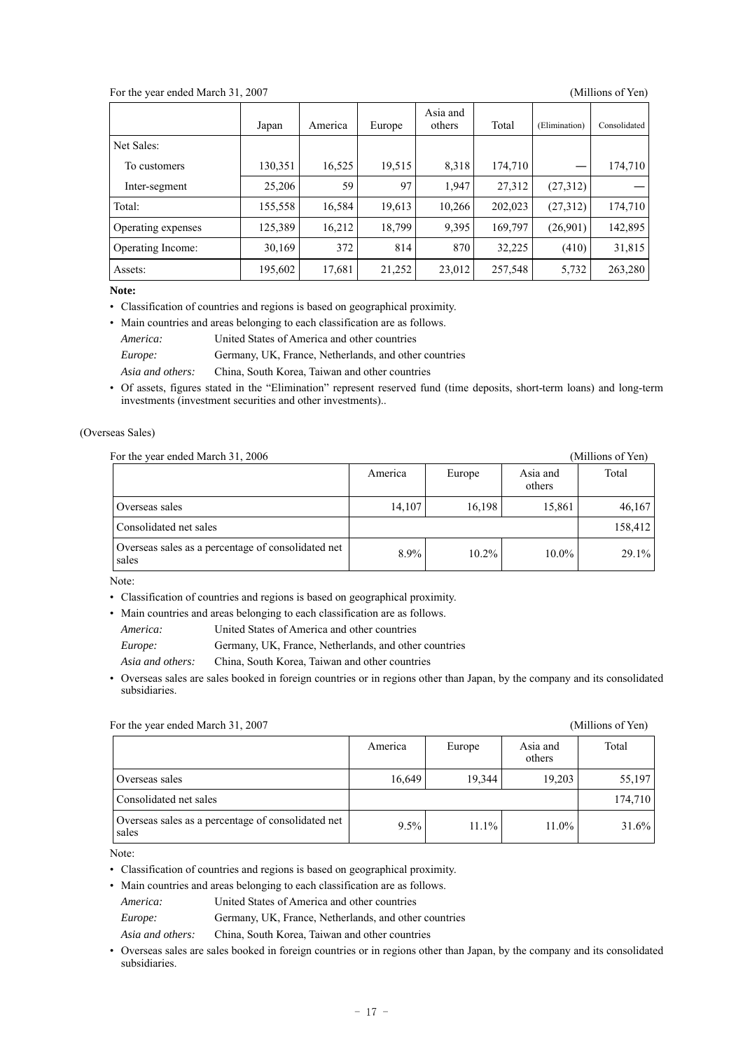For the year ended March 31, 2007 (Millions of Yen)

| | Japan | America | Europe | Asia and others | Total | (Elimination) | Consolidated |
|---|---|---|---|---|---|---|---|
| Net Sales: | | | | | | | |
| To customers | 130,351 | 16,525 | 19,515 | 8,318 | 174,710 | — | 174,710 |
| Inter-segment | 25,206 | 59 | 97 | 1,947 | 27,312 | (27,312) | — |
| Total: | 155,558 | 16,584 | 19,613 | 10,266 | 202,023 | (27,312) | 174,710 |
| Operating expenses | 125,389 | 16,212 | 18,799 | 9,395 | 169,797 | (26,901) | 142,895 |
| Operating Income: | 30,169 | 372 | 814 | 870 | 32,225 | (410) | 31,815 |
| Assets: | 195,602 | 17,681 | 21,252 | 23,012 | 257,548 | 5,732 | 263,280 |

**Note:**

- Classification of countries and regions is based on geographical proximity.
- Main countries and areas belonging to each classification are as follows.
  *America:* United States of America and other countries
  *Europe:* Germany, UK, France, Netherlands, and other countries
  *Asia and others:* China, South Korea, Taiwan and other countries
- Of assets, figures stated in the "Elimination" represent reserved fund (time deposits, short-term loans) and long-term investments (investment securities and other investments)..

(Overseas Sales)

For the year ended March 31, 2006 (Millions of Yen)

| | America | Europe | Asia and others | Total |
|---|---|---|---|---|
| Overseas sales | 14,107 | 16,198 | 15,861 | 46,167 |
| Consolidated net sales | | | | 158,412 |
| Overseas sales as a percentage of consolidated net sales | 8.9% | 10.2% | 10.0% | 29.1% |

Note:

- Classification of countries and regions is based on geographical proximity.
- Main countries and areas belonging to each classification are as follows.
  *America:* United States of America and other countries
  *Europe:* Germany, UK, France, Netherlands, and other countries
  *Asia and others:* China, South Korea, Taiwan and other countries
- Overseas sales are sales booked in foreign countries or in regions other than Japan, by the company and its consolidated subsidiaries.

For the year ended March 31, 2007 (Millions of Yen)

| | America | Europe | Asia and others | Total |
|---|---|---|---|---|
| Overseas sales | 16,649 | 19,344 | 19,203 | 55,197 |
| Consolidated net sales | | | | 174,710 |
| Overseas sales as a percentage of consolidated net sales | 9.5% | 11.1% | 11.0% | 31.6% |

Note:

- Classification of countries and regions is based on geographical proximity.
- Main countries and areas belonging to each classification are as follows.
  *America:* United States of America and other countries
  *Europe:* Germany, UK, France, Netherlands, and other countries
  *Asia and others:* China, South Korea, Taiwan and other countries
- Overseas sales are sales booked in foreign countries or in regions other than Japan, by the company and its consolidated subsidiaries.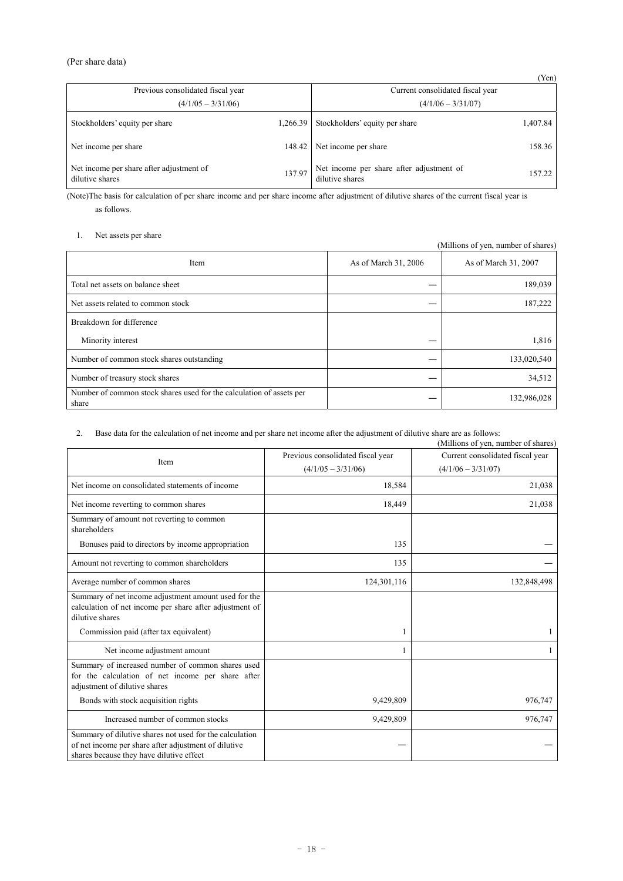(Per share data)

(Yen)

| Previous consolidated fiscal year (4/1/05 – 3/31/06) | | Current consolidated fiscal year (4/1/06 – 3/31/07) | |
|---|---|---|---|
| Stockholders' equity per share | 1,266.39 | Stockholders' equity per share | 1,407.84 |
| Net income per share | 148.42 | Net income per share | 158.36 |
| Net income per share after adjustment of dilutive shares | 137.97 | Net income per share after adjustment of dilutive shares | 157.22 |

(Note)The basis for calculation of per share income and per share income after adjustment of dilutive shares of the current fiscal year is as follows.

1. Net assets per share

(Millions of yen, number of shares)

| Item | As of March 31, 2006 | As of March 31, 2007 |
|---|---|---|
| Total net assets on balance sheet | — | 189,039 |
| Net assets related to common stock | — | 187,222 |
| Breakdown for difference | | |
| Minority interest | — | 1,816 |
| Number of common stock shares outstanding | — | 133,020,540 |
| Number of treasury stock shares | — | 34,512 |
| Number of common stock shares used for the calculation of assets per share | — | 132,986,028 |

2. Base data for the calculation of net income and per share net income after the adjustment of dilutive share are as follows:

(Millions of yen, number of shares)

| Item | Previous consolidated fiscal year (4/1/05 – 3/31/06) | Current consolidated fiscal year (4/1/06 – 3/31/07) |
|---|---|---|
| Net income on consolidated statements of income | 18,584 | 21,038 |
| Net income reverting to common shares | 18,449 | 21,038 |
| Summary of amount not reverting to common shareholders | | |
| Bonuses paid to directors by income appropriation | 135 | — |
| Amount not reverting to common shareholders | 135 | — |
| Average number of common shares | 124,301,116 | 132,848,498 |
| Summary of net income adjustment amount used for the calculation of net income per share after adjustment of dilutive shares | | |
| Commission paid (after tax equivalent) | 1 | 1 |
| Net income adjustment amount | 1 | 1 |
| Summary of increased number of common shares used for the calculation of net income per share after adjustment of dilutive shares | | |
| Bonds with stock acquisition rights | 9,429,809 | 976,747 |
| Increased number of common stocks | 9,429,809 | 976,747 |
| Summary of dilutive shares not used for the calculation of net income per share after adjustment of dilutive shares because they have dilutive effect | — | — |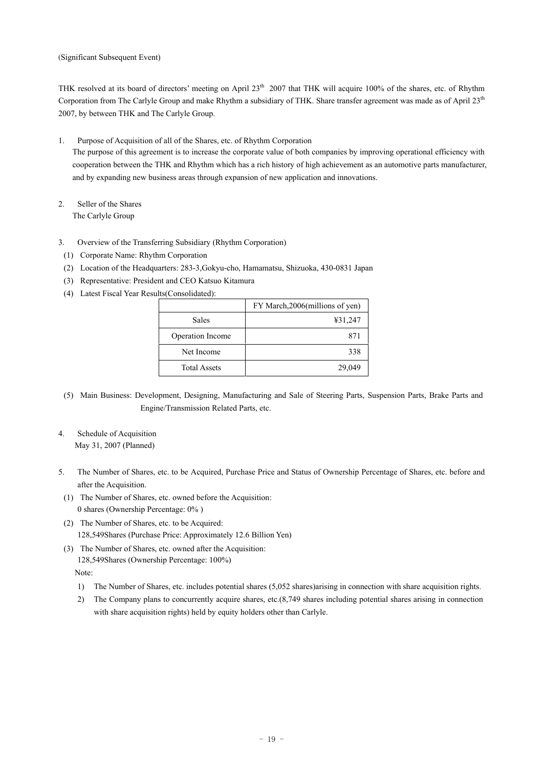(Significant Subsequent Event)

THK resolved at its board of directors' meeting on April 23th 2007 that THK will acquire 100% of the shares, etc. of Rhythm Corporation from The Carlyle Group and make Rhythm a subsidiary of THK. Share transfer agreement was made as of April 23th 2007, by between THK and The Carlyle Group.

1. Purpose of Acquisition of all of the Shares, etc. of Rhythm Corporation

   The purpose of this agreement is to increase the corporate value of both companies by improving operational efficiency with cooperation between the THK and Rhythm which has a rich history of high achievement as an automotive parts manufacturer, and by expanding new business areas through expansion of new application and innovations.

2. Seller of the Shares

   The Carlyle Group

3. Overview of the Transferring Subsidiary (Rhythm Corporation)
   (1) Corporate Name: Rhythm Corporation
   (2) Location of the Headquarters: 283-3,Gokyu-cho, Hamamatsu, Shizuoka, 430-0831 Japan
   (3) Representative: President and CEO Katsuo Kitamura
   (4) Latest Fiscal Year Results(Consolidated):

| | FY March,2006(millions of yen) |
|---|---:|
| Sales | ¥31,247 |
| Operation Income | 871 |
| Net Income | 338 |
| Total Assets | 29,049 |

   (5) Main Business: Development, Designing, Manufacturing and Sale of Steering Parts, Suspension Parts, Brake Parts and Engine/Transmission Related Parts, etc.

4. Schedule of Acquisition

   May 31, 2007 (Planned)

5. The Number of Shares, etc. to be Acquired, Purchase Price and Status of Ownership Percentage of Shares, etc. before and after the Acquisition.
   (1) The Number of Shares, etc. owned before the Acquisition:
       0 shares (Ownership Percentage: 0% )
   (2) The Number of Shares, etc. to be Acquired:
       128,549Shares (Purchase Price: Approximately 12.6 Billion Yen)
   (3) The Number of Shares, etc. owned after the Acquisition:
       128,549Shares (Ownership Percentage: 100%)

   Note:
   1) The Number of Shares, etc. includes potential shares (5,052 shares)arising in connection with share acquisition rights.
   2) The Company plans to concurrently acquire shares, etc.(8,749 shares including potential shares arising in connection with share acquisition rights) held by equity holders other than Carlyle.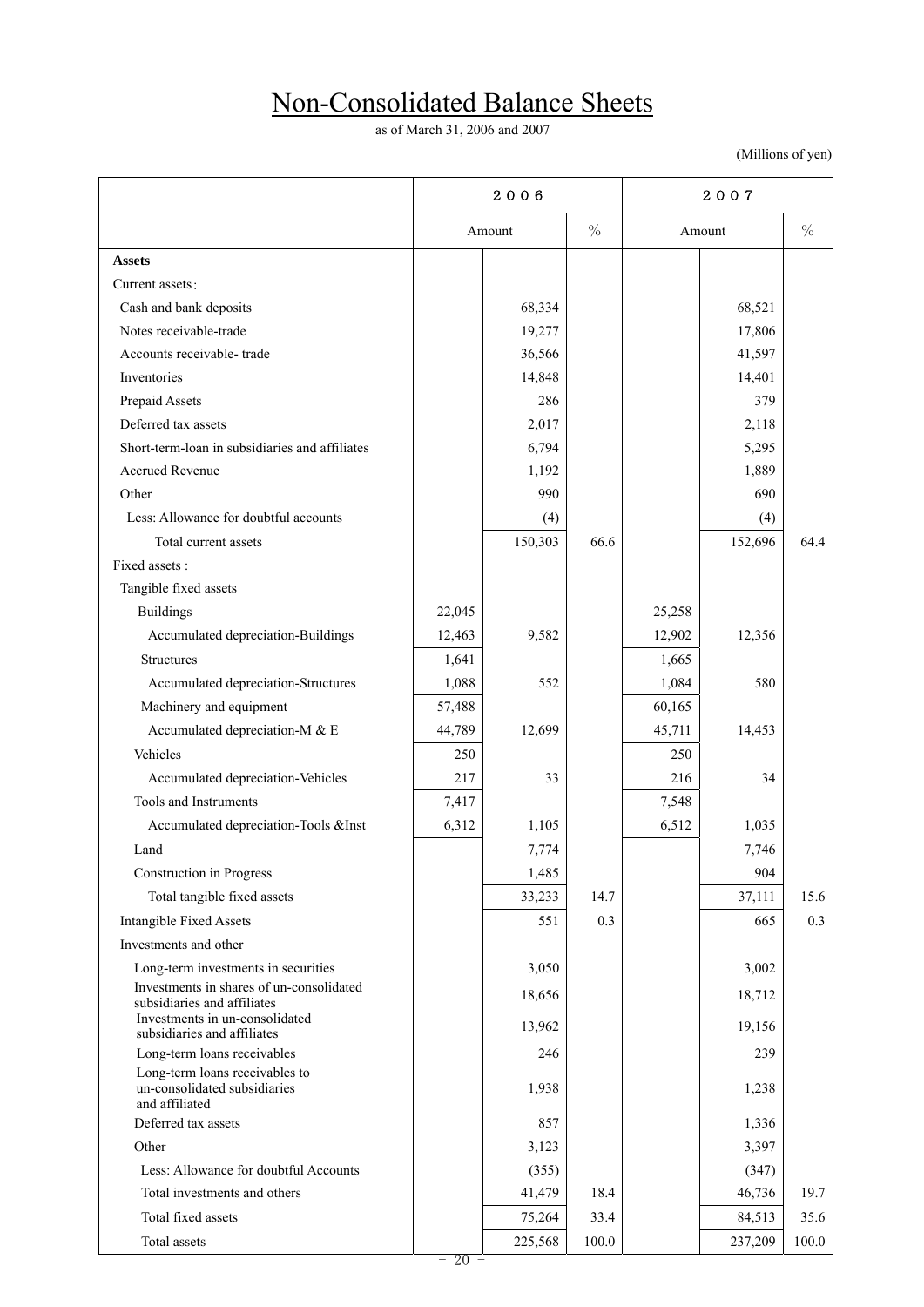# Non-Consolidated Balance Sheets

as of March 31, 2006 and 2007

(Millions of yen)

| | 2006 | | | 2007 | | |
|---|---|---|---|---|---|---|
| | Amount | | % | Amount | | % |
| **Assets** | | | | | | |
| Current assets: | | | | | | |
| Cash and bank deposits | | 68,334 | | | 68,521 | |
| Notes receivable-trade | | 19,277 | | | 17,806 | |
| Accounts receivable- trade | | 36,566 | | | 41,597 | |
| Inventories | | 14,848 | | | 14,401 | |
| Prepaid Assets | | 286 | | | 379 | |
| Deferred tax assets | | 2,017 | | | 2,118 | |
| Short-term-loan in subsidiaries and affiliates | | 6,794 | | | 5,295 | |
| Accrued Revenue | | 1,192 | | | 1,889 | |
| Other | | 990 | | | 690 | |
| Less: Allowance for doubtful accounts | | (4) | | | (4) | |
| Total current assets | | 150,303 | 66.6 | | 152,696 | 64.4 |
| Fixed assets : | | | | | | |
| Tangible fixed assets | | | | | | |
| Buildings | 22,045 | | | 25,258 | | |
| Accumulated depreciation-Buildings | 12,463 | 9,582 | | 12,902 | 12,356 | |
| Structures | 1,641 | | | 1,665 | | |
| Accumulated depreciation-Structures | 1,088 | 552 | | 1,084 | 580 | |
| Machinery and equipment | 57,488 | | | 60,165 | | |
| Accumulated depreciation-M & E | 44,789 | 12,699 | | 45,711 | 14,453 | |
| Vehicles | 250 | | | 250 | | |
| Accumulated depreciation-Vehicles | 217 | 33 | | 216 | 34 | |
| Tools and Instruments | 7,417 | | | 7,548 | | |
| Accumulated depreciation-Tools &Inst | 6,312 | 1,105 | | 6,512 | 1,035 | |
| Land | | 7,774 | | | 7,746 | |
| Construction in Progress | | 1,485 | | | 904 | |
| Total tangible fixed assets | | 33,233 | 14.7 | | 37,111 | 15.6 |
| Intangible Fixed Assets | | 551 | 0.3 | | 665 | 0.3 |
| Investments and other | | | | | | |
| Long-term investments in securities | | 3,050 | | | 3,002 | |
| Investments in shares of un-consolidated subsidiaries and affiliates | | 18,656 | | | 18,712 | |
| Investments in un-consolidated subsidiaries and affiliates | | 13,962 | | | 19,156 | |
| Long-term loans receivables | | 246 | | | 239 | |
| Long-term loans receivables to un-consolidated subsidiaries and affiliated | | 1,938 | | | 1,238 | |
| Deferred tax assets | | 857 | | | 1,336 | |
| Other | | 3,123 | | | 3,397 | |
| Less: Allowance for doubtful Accounts | | (355) | | | (347) | |
| Total investments and others | | 41,479 | 18.4 | | 46,736 | 19.7 |
| Total fixed assets | | 75,264 | 33.4 | | 84,513 | 35.6 |
| Total assets | | 225,568 | 100.0 | | 237,209 | 100.0 |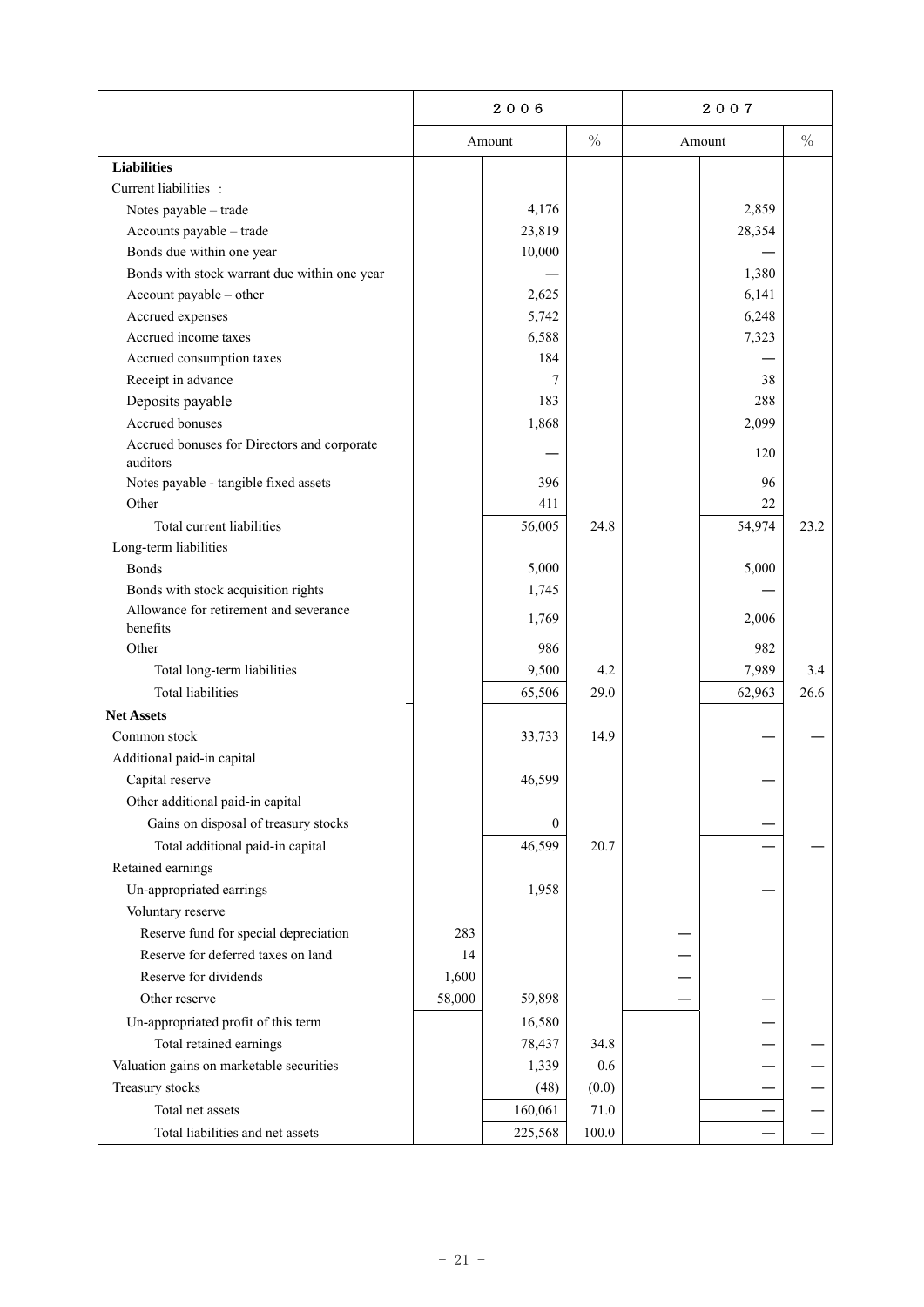| | 2006 | | | 2007 | | |
|---|---|---|---|---|---|---|
| | Amount | | % | Amount | | % |
| **Liabilities** | | | | | | |
| Current liabilities : | | | | | | |
| Notes payable – trade | | 4,176 | | | 2,859 | |
| Accounts payable – trade | | 23,819 | | | 28,354 | |
| Bonds due within one year | | 10,000 | | | — | |
| Bonds with stock warrant due within one year | | — | | | 1,380 | |
| Account payable – other | | 2,625 | | | 6,141 | |
| Accrued expenses | | 5,742 | | | 6,248 | |
| Accrued income taxes | | 6,588 | | | 7,323 | |
| Accrued consumption taxes | | 184 | | | — | |
| Receipt in advance | | 7 | | | 38 | |
| Deposits payable | | 183 | | | 288 | |
| Accrued bonuses | | 1,868 | | | 2,099 | |
| Accrued bonuses for Directors and corporate auditors | | — | | | 120 | |
| Notes payable - tangible fixed assets | | 396 | | | 96 | |
| Other | | 411 | | | 22 | |
| Total current liabilities | | 56,005 | 24.8 | | 54,974 | 23.2 |
| Long-term liabilities | | | | | | |
| Bonds | | 5,000 | | | 5,000 | |
| Bonds with stock acquisition rights | | 1,745 | | | — | |
| Allowance for retirement and severance benefits | | 1,769 | | | 2,006 | |
| Other | | 986 | | | 982 | |
| Total long-term liabilities | | 9,500 | 4.2 | | 7,989 | 3.4 |
| Total liabilities | | 65,506 | 29.0 | | 62,963 | 26.6 |
| **Net Assets** | | | | | | |
| Common stock | | 33,733 | 14.9 | | — | — |
| Additional paid-in capital | | | | | | |
| Capital reserve | | 46,599 | | | — | |
| Other additional paid-in capital | | | | | | |
| Gains on disposal of treasury stocks | | 0 | | | — | |
| Total additional paid-in capital | | 46,599 | 20.7 | | — | — |
| Retained earnings | | | | | | |
| Un-appropriated earrings | | 1,958 | | | — | |
| Voluntary reserve | | | | | | |
| Reserve fund for special depreciation | 283 | | | — | | |
| Reserve for deferred taxes on land | 14 | | | — | | |
| Reserve for dividends | 1,600 | | | — | | |
| Other reserve | 58,000 | 59,898 | | — | — | |
| Un-appropriated profit of this term | | 16,580 | | | — | |
| Total retained earnings | | 78,437 | 34.8 | | — | — |
| Valuation gains on marketable securities | | 1,339 | 0.6 | | — | — |
| Treasury stocks | | (48) | (0.0) | | — | — |
| Total net assets | | 160,061 | 71.0 | | — | — |
| Total liabilities and net assets | | 225,568 | 100.0 | | — | — |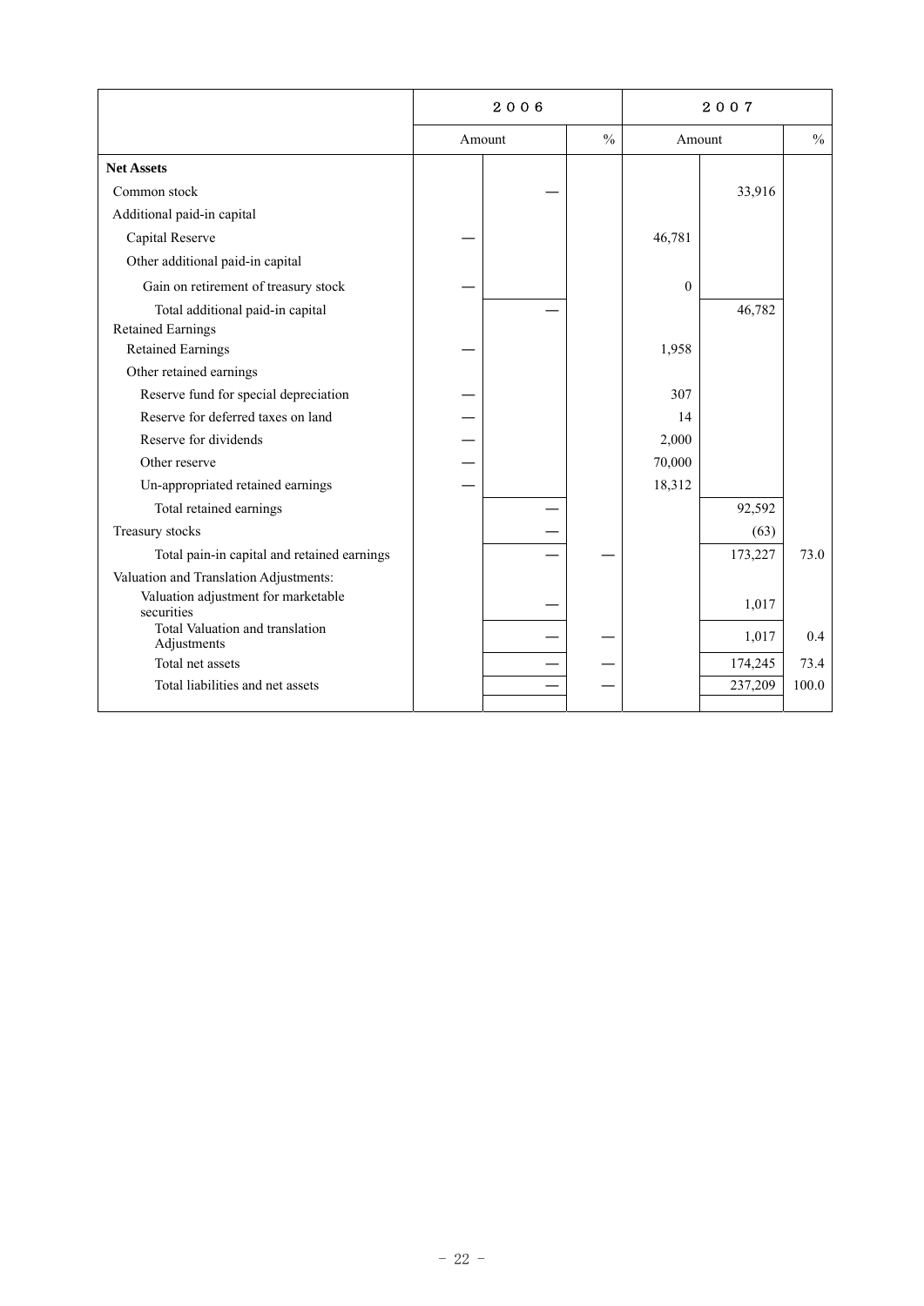| | 2006 | | | 2007 | | |
|---|---|---|---|---|---|---|
| | Amount | | % | Amount | | % |
| **Net Assets** | | | | | | |
| Common stock | | — | | | 33,916 | |
| Additional paid-in capital | | | | | | |
| Capital Reserve | — | | | 46,781 | | |
| Other additional paid-in capital | | | | | | |
| Gain on retirement of treasury stock | — | | | 0 | | |
| Total additional paid-in capital | | — | | | 46,782 | |
| Retained Earnings | | | | | | |
| Retained Earnings | — | | | 1,958 | | |
| Other retained earnings | | | | | | |
| Reserve fund for special depreciation | — | | | 307 | | |
| Reserve for deferred taxes on land | — | | | 14 | | |
| Reserve for dividends | — | | | 2,000 | | |
| Other reserve | — | | | 70,000 | | |
| Un-appropriated retained earnings | — | | | 18,312 | | |
| Total retained earnings | | — | | | 92,592 | |
| Treasury stocks | | — | | | (63) | |
| Total pain-in capital and retained earnings | | — | — | | 173,227 | 73.0 |
| Valuation and Translation Adjustments: | | | | | | |
| Valuation adjustment for marketable securities | | — | | | 1,017 | |
| Total Valuation and translation Adjustments | | — | — | | 1,017 | 0.4 |
| Total net assets | | — | — | | 174,245 | 73.4 |
| Total liabilities and net assets | | — | — | | 237,209 | 100.0 |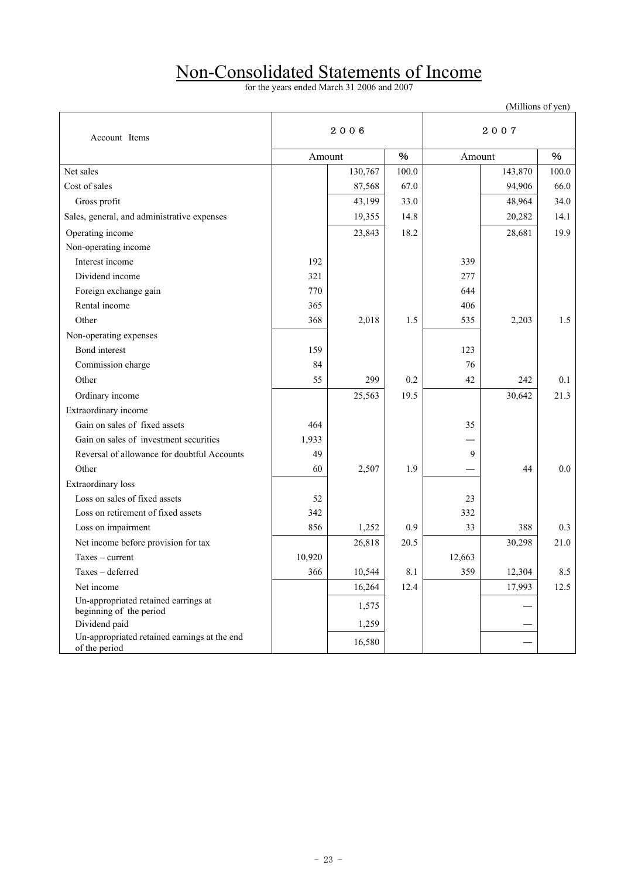# Non-Consolidated Statements of Income

for the years ended March 31 2006 and 2007

(Millions of yen)

| Account Items | 2006 | | | 2007 | | |
|---|---|---|---|---|---|---|
| | Amount | | % | Amount | | % |
| Net sales | | 130,767 | 100.0 | | 143,870 | 100.0 |
| Cost of sales | | 87,568 | 67.0 | | 94,906 | 66.0 |
| Gross profit | | 43,199 | 33.0 | | 48,964 | 34.0 |
| Sales, general, and administrative expenses | | 19,355 | 14.8 | | 20,282 | 14.1 |
| Operating income | | 23,843 | 18.2 | | 28,681 | 19.9 |
| Non-operating income | | | | | | |
| Interest income | 192 | | | 339 | | |
| Dividend income | 321 | | | 277 | | |
| Foreign exchange gain | 770 | | | 644 | | |
| Rental income | 365 | | | 406 | | |
| Other | 368 | 2,018 | 1.5 | 535 | 2,203 | 1.5 |
| Non-operating expenses | | | | | | |
| Bond interest | 159 | | | 123 | | |
| Commission charge | 84 | | | 76 | | |
| Other | 55 | 299 | 0.2 | 42 | 242 | 0.1 |
| Ordinary income | | 25,563 | 19.5 | | 30,642 | 21.3 |
| Extraordinary income | | | | | | |
| Gain on sales of fixed assets | 464 | | | 35 | | |
| Gain on sales of investment securities | 1,933 | | | — | | |
| Reversal of allowance for doubtful Accounts | 49 | | | 9 | | |
| Other | 60 | 2,507 | 1.9 | — | 44 | 0.0 |
| Extraordinary loss | | | | | | |
| Loss on sales of fixed assets | 52 | | | 23 | | |
| Loss on retirement of fixed assets | 342 | | | 332 | | |
| Loss on impairment | 856 | 1,252 | 0.9 | 33 | 388 | 0.3 |
| Net income before provision for tax | | 26,818 | 20.5 | | 30,298 | 21.0 |
| Taxes – current | 10,920 | | | 12,663 | | |
| Taxes – deferred | 366 | 10,544 | 8.1 | 359 | 12,304 | 8.5 |
| Net income | | 16,264 | 12.4 | | 17,993 | 12.5 |
| Un-appropriated retained earnings at beginning of the period | | 1,575 | | | — | |
| Dividend paid | | 1,259 | | | — | |
| Un-appropriated retained earnings at the end of the period | | 16,580 | | | — | |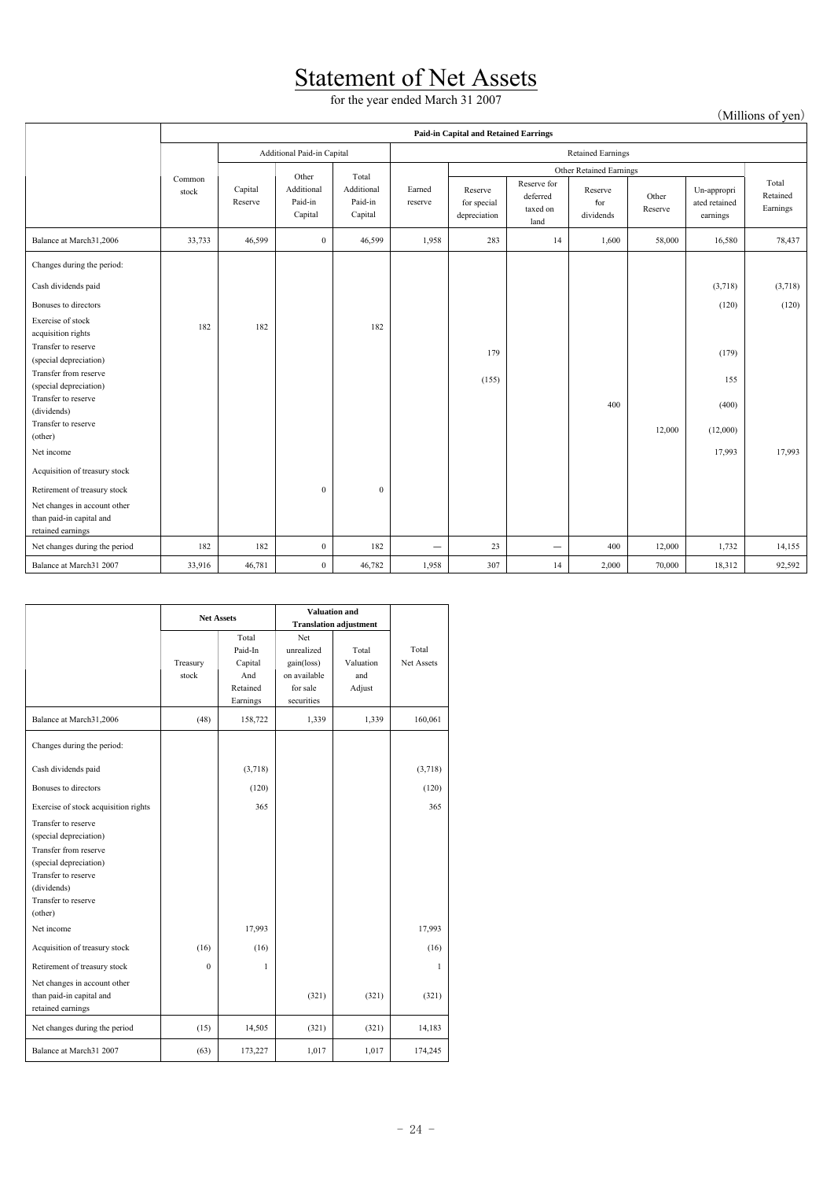# Statement of Net Assets

for the year ended March 31 2007

(Millions of yen)

| | Paid-in Capital and Retained Earrings | | | | | | | | | | |
|---|---|---|---|---|---|---|---|---|---|---|---|
| | | Additional Paid-in Capital | | | Retained Earnings | | | | | | |
| | | | | | | Other Retained Earnings | | | | | |
| | Common stock | Capital Reserve | Other Additional Paid-in Capital | Total Additional Paid-in Capital | Earned reserve | Reserve for special depreciation | Reserve for deferred taxed on land | Reserve for dividends | Other Reserve | Un-appropri ated retained earnings | Total Retained Earnings |
| Balance at March31,2006 | 33,733 | 46,599 | 0 | 46,599 | 1,958 | 283 | 14 | 1,600 | 58,000 | 16,580 | 78,437 |
| Changes during the period: | | | | | | | | | | | |
| Cash dividends paid | | | | | | | | | | (3,718) | (3,718) |
| Bonuses to directors | | | | | | | | | | (120) | (120) |
| Exercise of stock acquisition rights | 182 | 182 | | 182 | | | | | | | |
| Transfer to reserve (special depreciation) | | | | | | 179 | | | | (179) | |
| Transfer from reserve (special depreciation) | | | | | | (155) | | | | 155 | |
| Transfer to reserve (dividends) | | | | | | | | 400 | | (400) | |
| Transfer to reserve (other) | | | | | | | | | 12,000 | (12,000) | |
| Net income | | | | | | | | | | 17,993 | 17,993 |
| Acquisition of treasury stock | | | | | | | | | | | |
| Retirement of treasury stock | | | 0 | 0 | | | | | | | |
| Net changes in account other than paid-in capital and retained earnings | | | | | | | | | | | |
| Net changes during the period | 182 | 182 | 0 | 182 | — | 23 | — | 400 | 12,000 | 1,732 | 14,155 |
| Balance at March31 2007 | 33,916 | 46,781 | 0 | 46,782 | 1,958 | 307 | 14 | 2,000 | 70,000 | 18,312 | 92,592 |

| | Net Assets | | Valuation and Translation adjustment | | |
|---|---|---|---|---|---|
| | Treasury stock | Total Paid-In Capital And Retained Earnings | Net unrealized gain(loss) on available for sale securities | Total Valuation and Adjust | Total Net Assets |
| Balance at March31,2006 | (48) | 158,722 | 1,339 | 1,339 | 160,061 |
| Changes during the period: | | | | | |
| Cash dividends paid | | (3,718) | | | (3,718) |
| Bonuses to directors | | (120) | | | (120) |
| Exercise of stock acquisition rights | | 365 | | | 365 |
| Transfer to reserve (special depreciation) | | | | | |
| Transfer from reserve (special depreciation) | | | | | |
| Transfer to reserve (dividends) | | | | | |
| Transfer to reserve (other) | | | | | |
| Net income | | 17,993 | | | 17,993 |
| Acquisition of treasury stock | (16) | (16) | | | (16) |
| Retirement of treasury stock | 0 | 1 | | | 1 |
| Net changes in account other than paid-in capital and retained earnings | | | (321) | (321) | (321) |
| Net changes during the period | (15) | 14,505 | (321) | (321) | 14,183 |
| Balance at March31 2007 | (63) | 173,227 | 1,017 | 1,017 | 174,245 |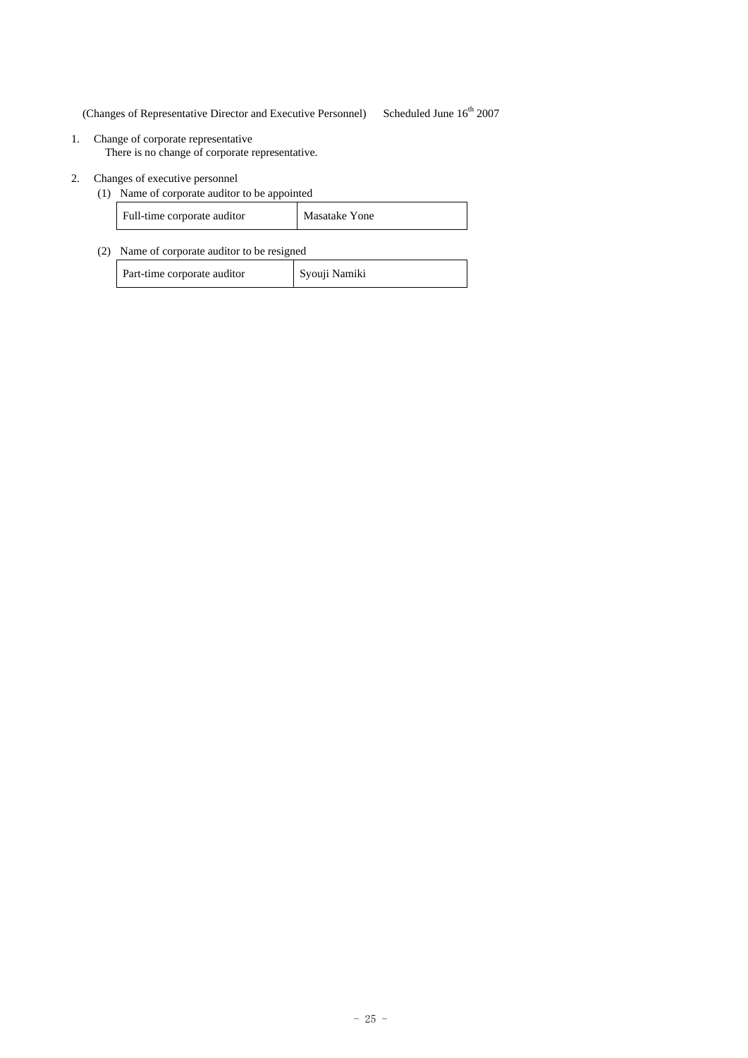(Changes of Representative Director and Executive Personnel)    Scheduled June 16th 2007

1. Change of corporate representative
   There is no change of corporate representative.

2. Changes of executive personnel
   (1) Name of corporate auditor to be appointed

| | |
|---|---|
| Full-time corporate auditor | Masatake Yone |

   (2) Name of corporate auditor to be resigned

| | |
|---|---|
| Part-time corporate auditor | Syouji Namiki |